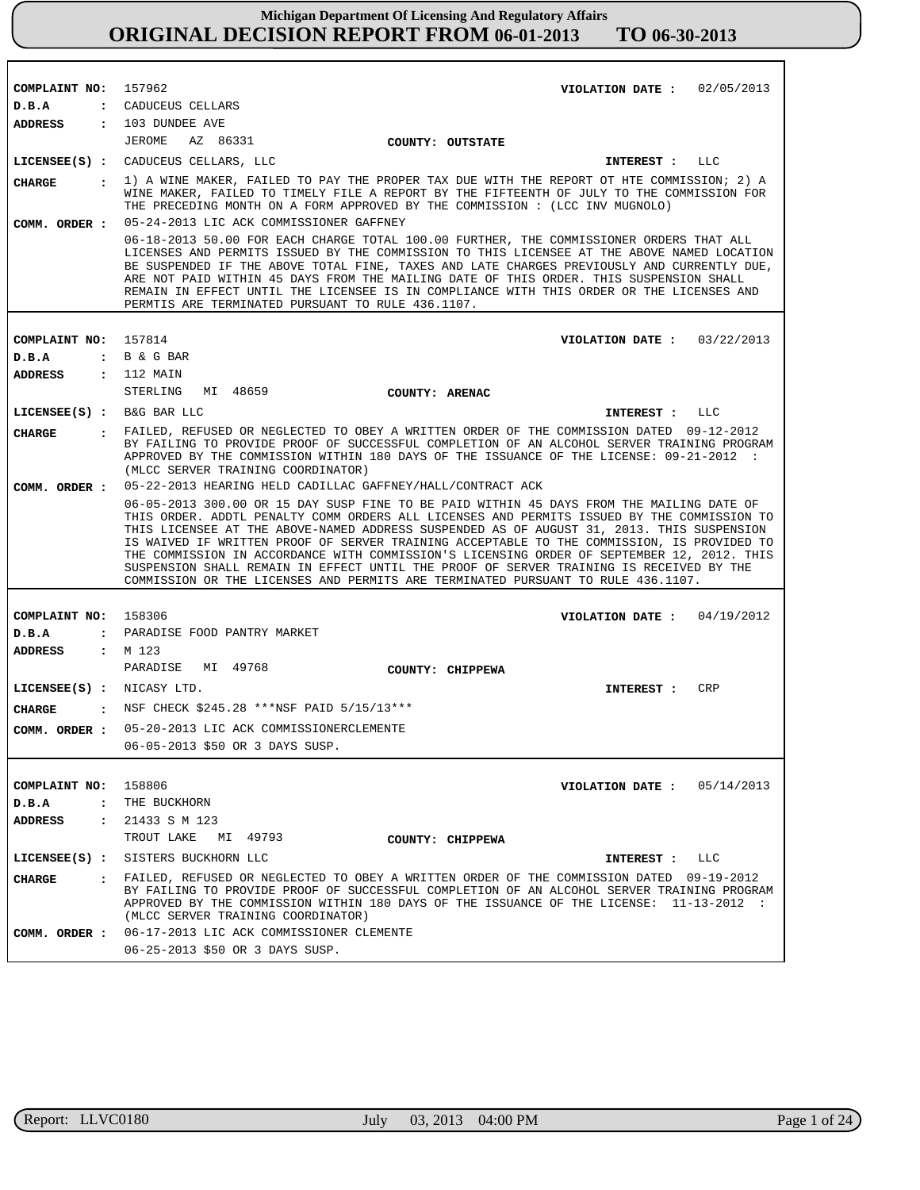# Michigan Department Of Licensing And Regulatory Affairs

## ORIGINAL DECISION REPORT FROM 06-01-2013 TO 06-30-2013

---

**COMPLAINT NO:** 157962 **VIOLATION DATE :** 02/05/2013

**D.B.A :** CADUCEUS CELLARS

**ADDRESS :** 103 DUNDEE AVE
JEROME AZ 86331 **COUNTY: OUTSTATE**

**LICENSEE(S) :** CADUCEUS CELLARS, LLC **INTEREST :** LLC

**CHARGE :** 1) A WINE MAKER, FAILED TO PAY THE PROPER TAX DUE WITH THE REPORT OT HTE COMMISSION; 2) A WINE MAKER, FAILED TO TIMELY FILE A REPORT BY THE FIFTEENTH OF JULY TO THE COMMISSION FOR THE PRECEDING MONTH ON A FORM APPROVED BY THE COMMISSION : (LCC INV MUGNOLO)

**COMM. ORDER :** 05-24-2013 LIC ACK COMMISSIONER GAFFNEY

06-18-2013 50.00 FOR EACH CHARGE TOTAL 100.00 FURTHER, THE COMMISSIONER ORDERS THAT ALL LICENSES AND PERMITS ISSUED BY THE COMMISSION TO THIS LICENSEE AT THE ABOVE NAMED LOCATION BE SUSPENDED IF THE ABOVE TOTAL FINE, TAXES AND LATE CHARGES PREVIOUSLY AND CURRENTLY DUE, ARE NOT PAID WITHIN 45 DAYS FROM THE MAILING DATE OF THIS ORDER. THIS SUSPENSION SHALL REMAIN IN EFFECT UNTIL THE LICENSEE IS IN COMPLIANCE WITH THIS ORDER OR THE LICENSES AND PERMTIS ARE TERMINATED PURSUANT TO RULE 436.1107.

---

**COMPLAINT NO:** 157814 **VIOLATION DATE :** 03/22/2013

**D.B.A :** B & G BAR

**ADDRESS :** 112 MAIN
STERLING MI 48659 **COUNTY: ARENAC**

**LICENSEE(S) :** B&G BAR LLC **INTEREST :** LLC

**CHARGE :** FAILED, REFUSED OR NEGLECTED TO OBEY A WRITTEN ORDER OF THE COMMISSION DATED 09-12-2012 BY FAILING TO PROVIDE PROOF OF SUCCESSFUL COMPLETION OF AN ALCOHOL SERVER TRAINING PROGRAM APPROVED BY THE COMMISSION WITHIN 180 DAYS OF THE ISSUANCE OF THE LICENSE: 09-21-2012 : (MLCC SERVER TRAINING COORDINATOR)

**COMM. ORDER :** 05-22-2013 HEARING HELD CADILLAC GAFFNEY/HALL/CONTRACT ACK

06-05-2013 300.00 OR 15 DAY SUSP FINE TO BE PAID WITHIN 45 DAYS FROM THE MAILING DATE OF THIS ORDER. ADDTL PENALTY COMM ORDERS ALL LICENSES AND PERMITS ISSUED BY THE COMMISSION TO THIS LICENSEE AT THE ABOVE-NAMED ADDRESS SUSPENDED AS OF AUGUST 31, 2013. THIS SUSPENSION IS WAIVED IF WRITTEN PROOF OF SERVER TRAINING ACCEPTABLE TO THE COMMISSION, IS PROVIDED TO THE COMMISSION IN ACCORDANCE WITH COMMISSION'S LICENSING ORDER OF SEPTEMBER 12, 2012. THIS SUSPENSION SHALL REMAIN IN EFFECT UNTIL THE PROOF OF SERVER TRAINING IS RECEIVED BY THE COMMISSION OR THE LICENSES AND PERMITS ARE TERMINATED PURSUANT TO RULE 436.1107.

---

**COMPLAINT NO:** 158306 **VIOLATION DATE :** 04/19/2012

**D.B.A :** PARADISE FOOD PANTRY MARKET

**ADDRESS :** M 123
PARADISE MI 49768 **COUNTY: CHIPPEWA**

**LICENSEE(S) :** NICASY LTD. **INTEREST :** CRP

**CHARGE :** NSF CHECK $245.28 ***NSF PAID 5/15/13***

**COMM. ORDER :** 05-20-2013 LIC ACK COMMISSIONERCLEMENTE

06-05-2013 $50 OR 3 DAYS SUSP.

---

**COMPLAINT NO:** 158806 **VIOLATION DATE :** 05/14/2013

**D.B.A :** THE BUCKHORN

**ADDRESS :** 21433 S M 123
TROUT LAKE MI 49793 **COUNTY: CHIPPEWA**

**LICENSEE(S) :** SISTERS BUCKHORN LLC **INTEREST :** LLC

**CHARGE :** FAILED, REFUSED OR NEGLECTED TO OBEY A WRITTEN ORDER OF THE COMMISSION DATED 09-19-2012 BY FAILING TO PROVIDE PROOF OF SUCCESSFUL COMPLETION OF AN ALCOHOL SERVER TRAINING PROGRAM APPROVED BY THE COMMISSION WITHIN 180 DAYS OF THE ISSUANCE OF THE LICENSE: 11-13-2012 : (MLCC SERVER TRAINING COORDINATOR)

**COMM. ORDER :** 06-17-2013 LIC ACK COMMISSIONER CLEMENTE

06-25-2013 $50 OR 3 DAYS SUSP.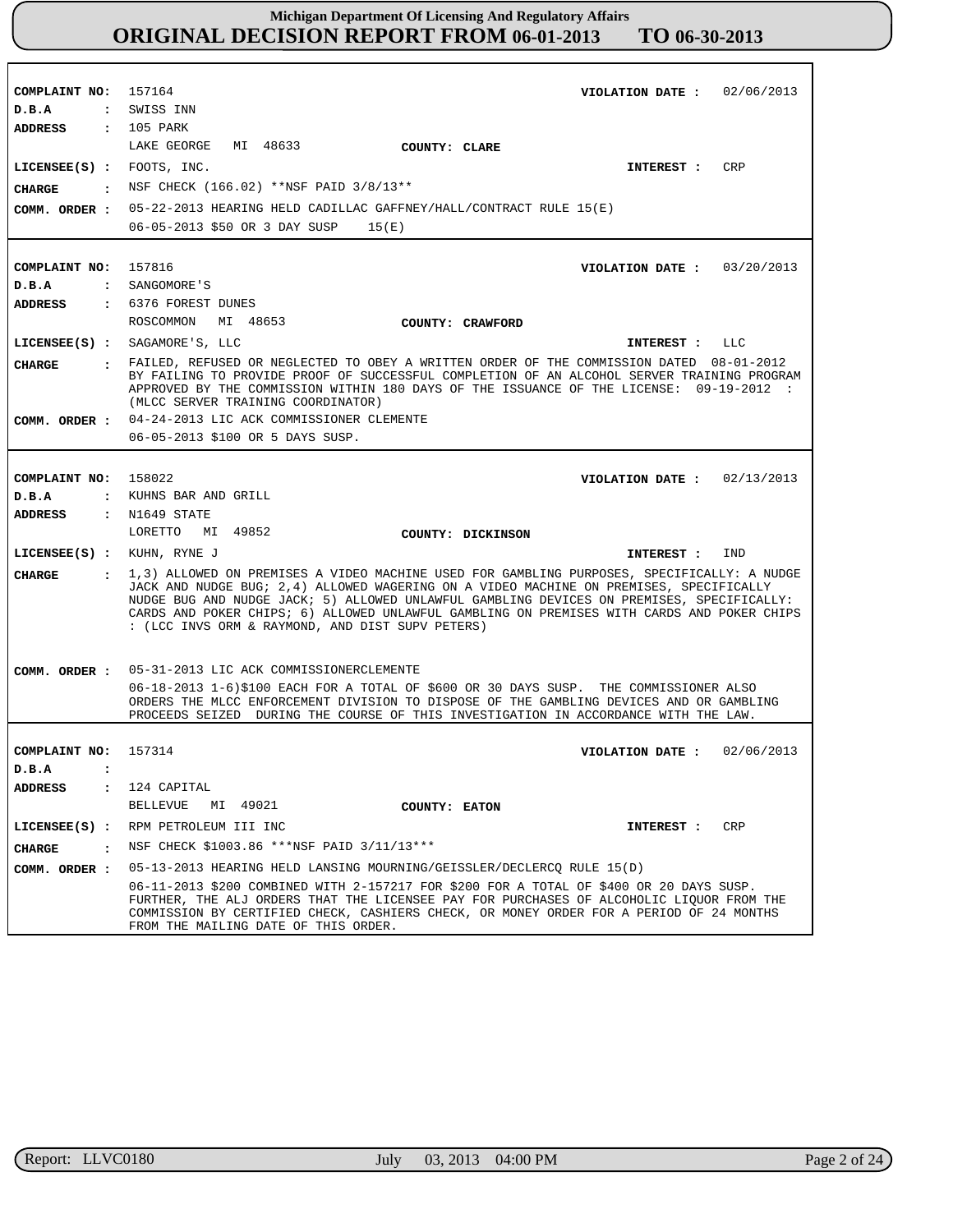# Michigan Department Of Licensing And Regulatory Affairs
## ORIGINAL DECISION REPORT FROM 06-01-2013 TO 06-30-2013

---

**COMPLAINT NO:** 157164 **VIOLATION DATE :** 02/06/2013
**D.B.A :** SWISS INN
**ADDRESS :** 105 PARK
LAKE GEORGE MI 48633 **COUNTY: CLARE**
**LICENSEE(S) :** FOOTS, INC. **INTEREST :** CRP
**CHARGE :** NSF CHECK (166.02) **NSF PAID 3/8/13**
**COMM. ORDER :** 05-22-2013 HEARING HELD CADILLAC GAFFNEY/HALL/CONTRACT RULE 15(E)
06-05-2013 $50 OR 3 DAY SUSP 15(E)

---

**COMPLAINT NO:** 157816 **VIOLATION DATE :** 03/20/2013
**D.B.A :** SANGOMORE'S
**ADDRESS :** 6376 FOREST DUNES
ROSCOMMON MI 48653 **COUNTY: CRAWFORD**
**LICENSEE(S) :** SAGAMORE'S, LLC **INTEREST :** LLC
**CHARGE :** FAILED, REFUSED OR NEGLECTED TO OBEY A WRITTEN ORDER OF THE COMMISSION DATED 08-01-2012 BY FAILING TO PROVIDE PROOF OF SUCCESSFUL COMPLETION OF AN ALCOHOL SERVER TRAINING PROGRAM APPROVED BY THE COMMISSION WITHIN 180 DAYS OF THE ISSUANCE OF THE LICENSE: 09-19-2012 : (MLCC SERVER TRAINING COORDINATOR)
**COMM. ORDER :** 04-24-2013 LIC ACK COMMISSIONER CLEMENTE
06-05-2013 $100 OR 5 DAYS SUSP.

---

**COMPLAINT NO:** 158022 **VIOLATION DATE :** 02/13/2013
**D.B.A :** KUHNS BAR AND GRILL
**ADDRESS :** N1649 STATE
LORETTO MI 49852 **COUNTY: DICKINSON**
**LICENSEE(S) :** KUHN, RYNE J **INTEREST :** IND
**CHARGE :** 1,3) ALLOWED ON PREMISES A VIDEO MACHINE USED FOR GAMBLING PURPOSES, SPECIFICALLY: A NUDGE JACK AND NUDGE BUG; 2,4) ALLOWED WAGERING ON A VIDEO MACHINE ON PREMISES, SPECIFICALLY NUDGE BUG AND NUDGE JACK; 5) ALLOWED UNLAWFUL GAMBLING DEVICES ON PREMISES, SPECIFICALLY: CARDS AND POKER CHIPS; 6) ALLOWED UNLAWFUL GAMBLING ON PREMISES WITH CARDS AND POKER CHIPS : (LCC INVS ORM & RAYMOND, AND DIST SUPV PETERS)
**COMM. ORDER :** 05-31-2013 LIC ACK COMMISSIONERCLEMENTE
06-18-2013 1-6)$100 EACH FOR A TOTAL OF $600 OR 30 DAYS SUSP. THE COMMISSIONER ALSO ORDERS THE MLCC ENFORCEMENT DIVISION TO DISPOSE OF THE GAMBLING DEVICES AND OR GAMBLING PROCEEDS SEIZED DURING THE COURSE OF THIS INVESTIGATION IN ACCORDANCE WITH THE LAW.

---

**COMPLAINT NO:** 157314 **VIOLATION DATE :** 02/06/2013
**D.B.A :**
**ADDRESS :** 124 CAPITAL
BELLEVUE MI 49021 **COUNTY: EATON**
**LICENSEE(S) :** RPM PETROLEUM III INC **INTEREST :** CRP
**CHARGE :** NSF CHECK $1003.86 ***NSF PAID 3/11/13***
**COMM. ORDER :** 05-13-2013 HEARING HELD LANSING MOURNING/GEISSLER/DECLERCQ RULE 15(D)
06-11-2013 $200 COMBINED WITH 2-157217 FOR $200 FOR A TOTAL OF $400 OR 20 DAYS SUSP. FURTHER, THE ALJ ORDERS THAT THE LICENSEE PAY FOR PURCHASES OF ALCOHOLIC LIQUOR FROM THE COMMISSION BY CERTIFIED CHECK, CASHIERS CHECK, OR MONEY ORDER FOR A PERIOD OF 24 MONTHS FROM THE MAILING DATE OF THIS ORDER.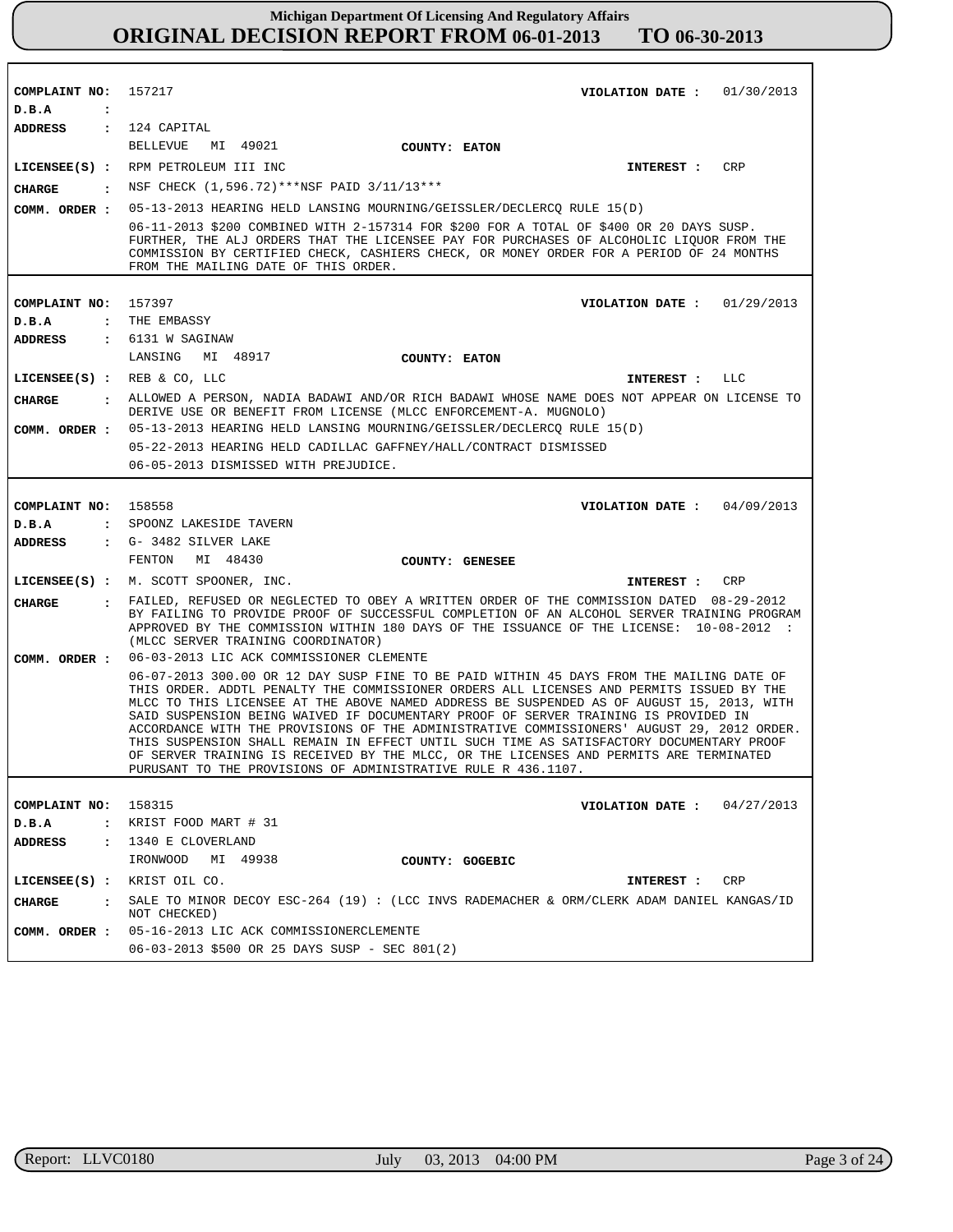**COMPLAINT NO:** 157217 **VIOLATION DATE :** 01/30/2013

**D.B.A :**

**ADDRESS :** 124 CAPITAL
BELLEVUE MI 49021 **COUNTY: EATON**

**LICENSEE(S) :** RPM PETROLEUM III INC **INTEREST :** CRP

**CHARGE :** NSF CHECK (1,596.72)***NSF PAID 3/11/13***

**COMM. ORDER :** 05-13-2013 HEARING HELD LANSING MOURNING/GEISSLER/DECLERCQ RULE 15(D)

06-11-2013 $200 COMBINED WITH 2-157314 FOR $200 FOR A TOTAL OF $400 OR 20 DAYS SUSP. FURTHER, THE ALJ ORDERS THAT THE LICENSEE PAY FOR PURCHASES OF ALCOHOLIC LIQUOR FROM THE COMMISSION BY CERTIFIED CHECK, CASHIERS CHECK, OR MONEY ORDER FOR A PERIOD OF 24 MONTHS FROM THE MAILING DATE OF THIS ORDER.

---

**COMPLAINT NO:** 157397 **VIOLATION DATE :** 01/29/2013

**D.B.A :** THE EMBASSY

**ADDRESS :** 6131 W SAGINAW
LANSING MI 48917 **COUNTY: EATON**

**LICENSEE(S) :** REB & CO, LLC **INTEREST :** LLC

**CHARGE :** ALLOWED A PERSON, NADIA BADAWI AND/OR RICH BADAWI WHOSE NAME DOES NOT APPEAR ON LICENSE TO DERIVE USE OR BENEFIT FROM LICENSE (MLCC ENFORCEMENT-A. MUGNOLO)

**COMM. ORDER :** 05-13-2013 HEARING HELD LANSING MOURNING/GEISSLER/DECLERCQ RULE 15(D)

05-22-2013 HEARING HELD CADILLAC GAFFNEY/HALL/CONTRACT DISMISSED

06-05-2013 DISMISSED WITH PREJUDICE.

---

**COMPLAINT NO:** 158558 **VIOLATION DATE :** 04/09/2013

**D.B.A :** SPOONZ LAKESIDE TAVERN

**ADDRESS :** G- 3482 SILVER LAKE
FENTON MI 48430 **COUNTY: GENESEE**

**LICENSEE(S) :** M. SCOTT SPOONER, INC. **INTEREST :** CRP

**CHARGE :** FAILED, REFUSED OR NEGLECTED TO OBEY A WRITTEN ORDER OF THE COMMISSION DATED 08-29-2012 BY FAILING TO PROVIDE PROOF OF SUCCESSFUL COMPLETION OF AN ALCOHOL SERVER TRAINING PROGRAM APPROVED BY THE COMMISSION WITHIN 180 DAYS OF THE ISSUANCE OF THE LICENSE: 10-08-2012 : (MLCC SERVER TRAINING COORDINATOR)

**COMM. ORDER :** 06-03-2013 LIC ACK COMMISSIONER CLEMENTE

06-07-2013 300.00 OR 12 DAY SUSP FINE TO BE PAID WITHIN 45 DAYS FROM THE MAILING DATE OF THIS ORDER. ADDTL PENALTY THE COMMISSIONER ORDERS ALL LICENSES AND PERMITS ISSUED BY THE MLCC TO THIS LICENSEE AT THE ABOVE NAMED ADDRESS BE SUSPENDED AS OF AUGUST 15, 2013, WITH SAID SUSPENSION BEING WAIVED IF DOCUMENTARY PROOF OF SERVER TRAINING IS PROVIDED IN ACCORDANCE WITH THE PROVISIONS OF THE ADMINISTRATIVE COMMISSIONERS' AUGUST 29, 2012 ORDER. THIS SUSPENSION SHALL REMAIN IN EFFECT UNTIL SUCH TIME AS SATISFACTORY DOCUMENTARY PROOF OF SERVER TRAINING IS RECEIVED BY THE MLCC, OR THE LICENSES AND PERMITS ARE TERMINATED PURUSANT TO THE PROVISIONS OF ADMINISTRATIVE RULE R 436.1107.

---

**COMPLAINT NO:** 158315 **VIOLATION DATE :** 04/27/2013

**D.B.A :** KRIST FOOD MART # 31

**ADDRESS :** 1340 E CLOVERLAND
IRONWOOD MI 49938 **COUNTY: GOGEBIC**

**LICENSEE(S) :** KRIST OIL CO. **INTEREST :** CRP

**CHARGE :** SALE TO MINOR DECOY ESC-264 (19) : (LCC INVS RADEMACHER & ORM/CLERK ADAM DANIEL KANGAS/ID NOT CHECKED)

**COMM. ORDER :** 05-16-2013 LIC ACK COMMISSIONERCLEMENTE

06-03-2013 $500 OR 25 DAYS SUSP - SEC 801(2)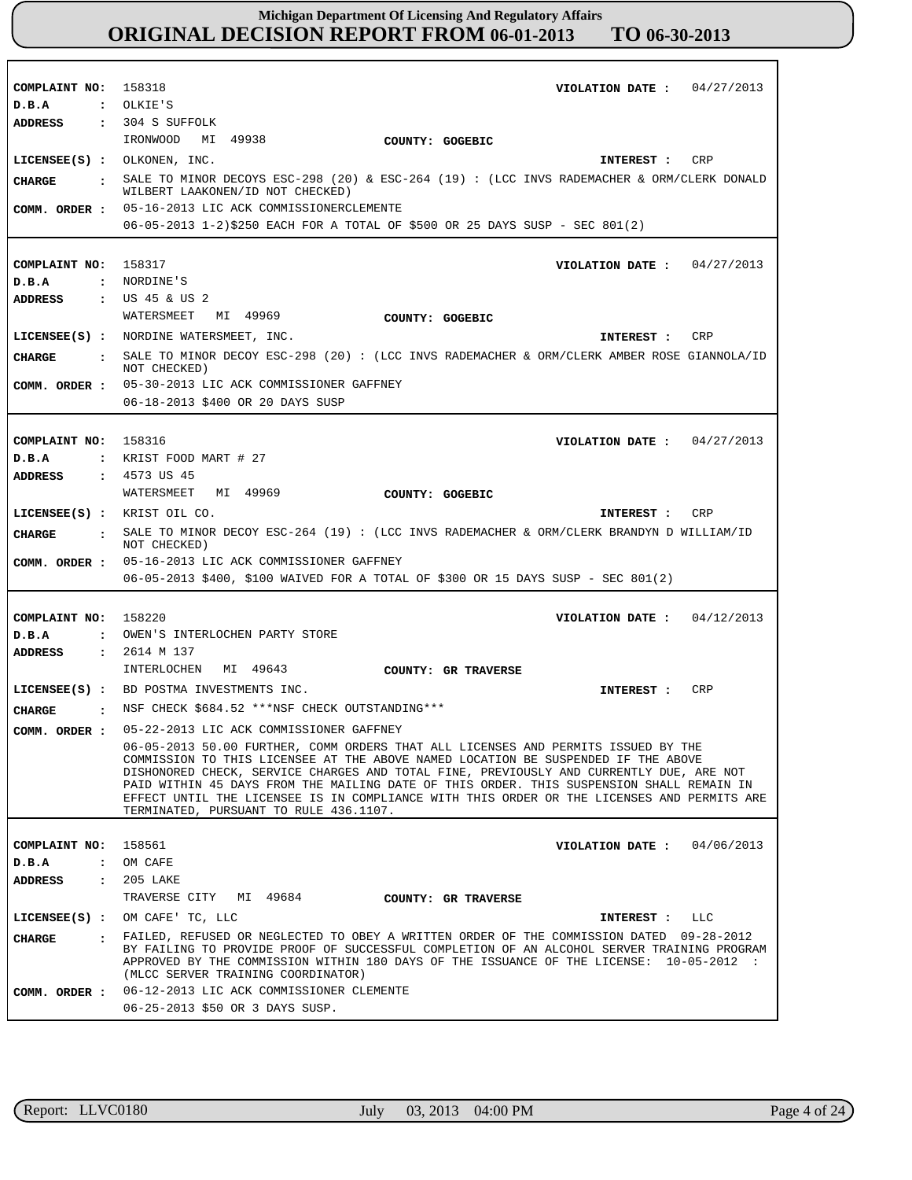**COMPLAINT NO:** 158318 **VIOLATION DATE :** 04/27/2013
**D.B.A :** OLKIE'S
**ADDRESS :** 304 S SUFFOLK
IRONWOOD MI 49938 **COUNTY: GOGEBIC**
**LICENSEE(S) :** OLKONEN, INC. **INTEREST :** CRP
**CHARGE :** SALE TO MINOR DECOYS ESC-298 (20) & ESC-264 (19) : (LCC INVS RADEMACHER & ORM/CLERK DONALD WILBERT LAAKONEN/ID NOT CHECKED)
**COMM. ORDER :** 05-16-2013 LIC ACK COMMISSIONERCLEMENTE
06-05-2013 1-2)$250 EACH FOR A TOTAL OF $500 OR 25 DAYS SUSP - SEC 801(2)

---

**COMPLAINT NO:** 158317 **VIOLATION DATE :** 04/27/2013
**D.B.A :** NORDINE'S
**ADDRESS :** US 45 & US 2
WATERSMEET MI 49969 **COUNTY: GOGEBIC**
**LICENSEE(S) :** NORDINE WATERSMEET, INC. **INTEREST :** CRP
**CHARGE :** SALE TO MINOR DECOY ESC-298 (20) : (LCC INVS RADEMACHER & ORM/CLERK AMBER ROSE GIANNOLA/ID NOT CHECKED)
**COMM. ORDER :** 05-30-2013 LIC ACK COMMISSIONER GAFFNEY
06-18-2013 $400 OR 20 DAYS SUSP

---

**COMPLAINT NO:** 158316 **VIOLATION DATE :** 04/27/2013
**D.B.A :** KRIST FOOD MART # 27
**ADDRESS :** 4573 US 45
WATERSMEET MI 49969 **COUNTY: GOGEBIC**
**LICENSEE(S) :** KRIST OIL CO. **INTEREST :** CRP
**CHARGE :** SALE TO MINOR DECOY ESC-264 (19) : (LCC INVS RADEMACHER & ORM/CLERK BRANDYN D WILLIAM/ID NOT CHECKED)
**COMM. ORDER :** 05-16-2013 LIC ACK COMMISSIONER GAFFNEY
06-05-2013 $400, $100 WAIVED FOR A TOTAL OF $300 OR 15 DAYS SUSP - SEC 801(2)

---

**COMPLAINT NO:** 158220 **VIOLATION DATE :** 04/12/2013
**D.B.A :** OWEN'S INTERLOCHEN PARTY STORE
**ADDRESS :** 2614 M 137
INTERLOCHEN MI 49643 **COUNTY: GR TRAVERSE**
**LICENSEE(S) :** BD POSTMA INVESTMENTS INC. **INTEREST :** CRP
**CHARGE :** NSF CHECK $684.52 ***NSF CHECK OUTSTANDING***
**COMM. ORDER :** 05-22-2013 LIC ACK COMMISSIONER GAFFNEY
06-05-2013 50.00 FURTHER, COMM ORDERS THAT ALL LICENSES AND PERMITS ISSUED BY THE COMMISSION TO THIS LICENSEE AT THE ABOVE NAMED LOCATION BE SUSPENDED IF THE ABOVE DISHONORED CHECK, SERVICE CHARGES AND TOTAL FINE, PREVIOUSLY AND CURRENTLY DUE, ARE NOT PAID WITHIN 45 DAYS FROM THE MAILING DATE OF THIS ORDER. THIS SUSPENSION SHALL REMAIN IN EFFECT UNTIL THE LICENSEE IS IN COMPLIANCE WITH THIS ORDER OR THE LICENSES AND PERMITS ARE TERMINATED, PURSUANT TO RULE 436.1107.

---

**COMPLAINT NO:** 158561 **VIOLATION DATE :** 04/06/2013
**D.B.A :** OM CAFE
**ADDRESS :** 205 LAKE
TRAVERSE CITY MI 49684 **COUNTY: GR TRAVERSE**
**LICENSEE(S) :** OM CAFE' TC, LLC **INTEREST :** LLC
**CHARGE :** FAILED, REFUSED OR NEGLECTED TO OBEY A WRITTEN ORDER OF THE COMMISSION DATED 09-28-2012 BY FAILING TO PROVIDE PROOF OF SUCCESSFUL COMPLETION OF AN ALCOHOL SERVER TRAINING PROGRAM APPROVED BY THE COMMISSION WITHIN 180 DAYS OF THE ISSUANCE OF THE LICENSE: 10-05-2012 : (MLCC SERVER TRAINING COORDINATOR)
**COMM. ORDER :** 06-12-2013 LIC ACK COMMISSIONER CLEMENTE
06-25-2013 $50 OR 3 DAYS SUSP.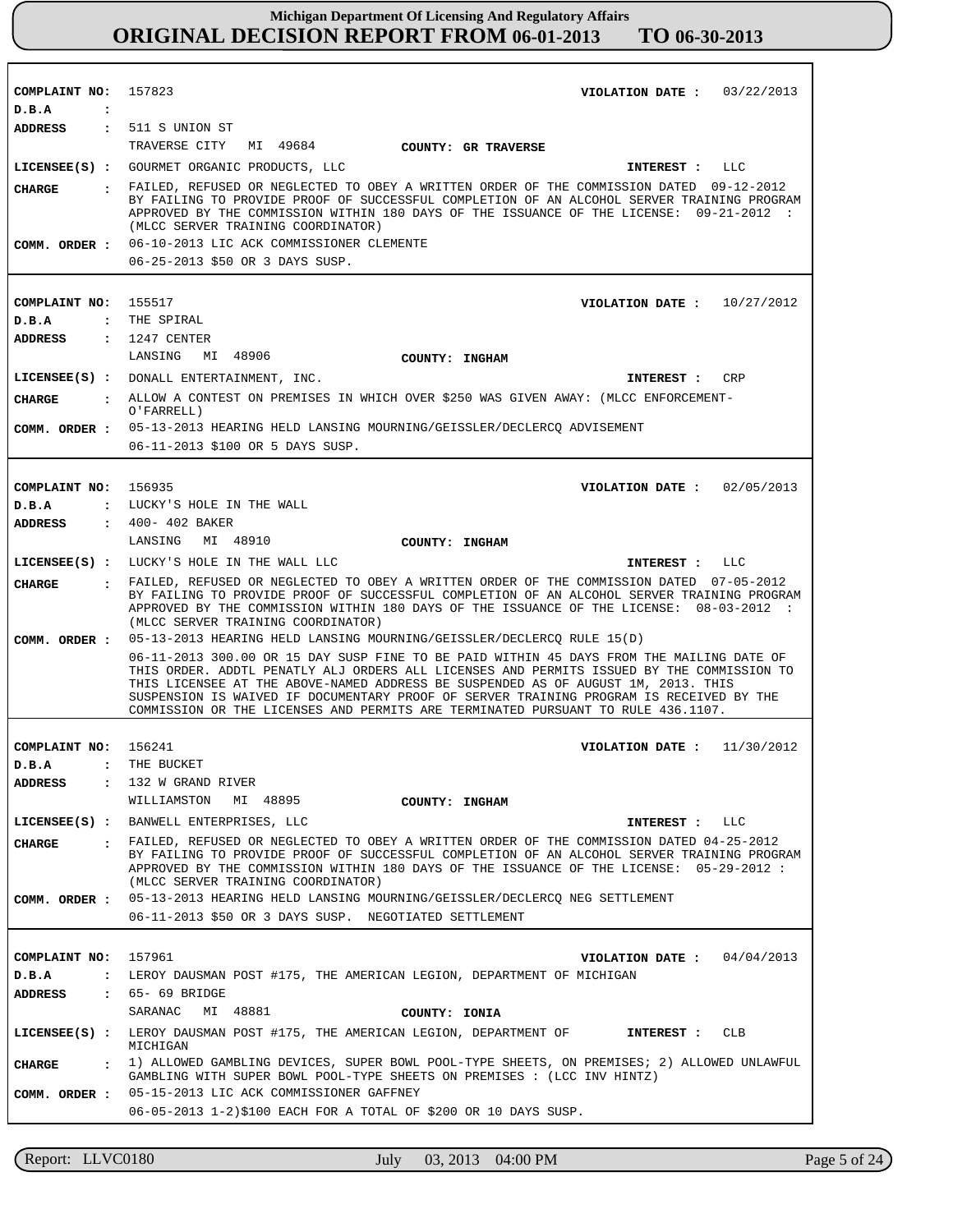# Michigan Department Of Licensing And Regulatory Affairs
## ORIGINAL DECISION REPORT FROM 06-01-2013 TO 06-30-2013

**COMPLAINT NO:** 157823 **VIOLATION DATE :** 03/22/2013
**D.B.A :**
**ADDRESS :** 511 S UNION ST
TRAVERSE CITY MI 49684 **COUNTY: GR TRAVERSE**
**LICENSEE(S) :** GOURMET ORGANIC PRODUCTS, LLC **INTEREST :** LLC
**CHARGE :** FAILED, REFUSED OR NEGLECTED TO OBEY A WRITTEN ORDER OF THE COMMISSION DATED 09-12-2012 BY FAILING TO PROVIDE PROOF OF SUCCESSFUL COMPLETION OF AN ALCOHOL SERVER TRAINING PROGRAM APPROVED BY THE COMMISSION WITHIN 180 DAYS OF THE ISSUANCE OF THE LICENSE: 09-21-2012 : (MLCC SERVER TRAINING COORDINATOR)
**COMM. ORDER :** 06-10-2013 LIC ACK COMMISSIONER CLEMENTE
06-25-2013 $50 OR 3 DAYS SUSP.

---

**COMPLAINT NO:** 155517 **VIOLATION DATE :** 10/27/2012
**D.B.A :** THE SPIRAL
**ADDRESS :** 1247 CENTER
LANSING MI 48906 **COUNTY: INGHAM**
**LICENSEE(S) :** DONALL ENTERTAINMENT, INC. **INTEREST :** CRP
**CHARGE :** ALLOW A CONTEST ON PREMISES IN WHICH OVER $250 WAS GIVEN AWAY: (MLCC ENFORCEMENT-O'FARRELL)
**COMM. ORDER :** 05-13-2013 HEARING HELD LANSING MOURNING/GEISSLER/DECLERCQ ADVISEMENT
06-11-2013 $100 OR 5 DAYS SUSP.

---

**COMPLAINT NO:** 156935 **VIOLATION DATE :** 02/05/2013
**D.B.A :** LUCKY'S HOLE IN THE WALL
**ADDRESS :** 400- 402 BAKER
LANSING MI 48910 **COUNTY: INGHAM**
**LICENSEE(S) :** LUCKY'S HOLE IN THE WALL LLC **INTEREST :** LLC
**CHARGE :** FAILED, REFUSED OR NEGLECTED TO OBEY A WRITTEN ORDER OF THE COMMISSION DATED 07-05-2012 BY FAILING TO PROVIDE PROOF OF SUCCESSFUL COMPLETION OF AN ALCOHOL SERVER TRAINING PROGRAM APPROVED BY THE COMMISSION WITHIN 180 DAYS OF THE ISSUANCE OF THE LICENSE: 08-03-2012 : (MLCC SERVER TRAINING COORDINATOR)
**COMM. ORDER :** 05-13-2013 HEARING HELD LANSING MOURNING/GEISSLER/DECLERCQ RULE 15(D)
06-11-2013 300.00 OR 15 DAY SUSP FINE TO BE PAID WITHIN 45 DAYS FROM THE MAILING DATE OF THIS ORDER. ADDTL PENALTY ALJ ORDERS ALL LICENSES AND PERMITS ISSUED BY THE COMMISSION TO THIS LICENSEE AT THE ABOVE-NAMED ADDRESS BE SUSPENDED AS OF AUGUST 1M, 2013. THIS SUSPENSION IS WAIVED IF DOCUMENTARY PROOF OF SERVER TRAINING PROGRAM IS RECEIVED BY THE COMMISSION OR THE LICENSES AND PERMITS ARE TERMINATED PURSUANT TO RULE 436.1107.

---

**COMPLAINT NO:** 156241 **VIOLATION DATE :** 11/30/2012
**D.B.A :** THE BUCKET
**ADDRESS :** 132 W GRAND RIVER
WILLIAMSTON MI 48895 **COUNTY: INGHAM**
**LICENSEE(S) :** BANWELL ENTERPRISES, LLC **INTEREST :** LLC
**CHARGE :** FAILED, REFUSED OR NEGLECTED TO OBEY A WRITTEN ORDER OF THE COMMISSION DATED 04-25-2012 BY FAILING TO PROVIDE PROOF OF SUCCESSFUL COMPLETION OF AN ALCOHOL SERVER TRAINING PROGRAM APPROVED BY THE COMMISSION WITHIN 180 DAYS OF THE ISSUANCE OF THE LICENSE: 05-29-2012 : (MLCC SERVER TRAINING COORDINATOR)
**COMM. ORDER :** 05-13-2013 HEARING HELD LANSING MOURNING/GEISSLER/DECLERCQ NEG SETTLEMENT
06-11-2013 $50 OR 3 DAYS SUSP. NEGOTIATED SETTLEMENT

---

**COMPLAINT NO:** 157961 **VIOLATION DATE :** 04/04/2013
**D.B.A :** LEROY DAUSMAN POST #175, THE AMERICAN LEGION, DEPARTMENT OF MICHIGAN
**ADDRESS :** 65- 69 BRIDGE
SARANAC MI 48881 **COUNTY: IONIA**
**LICENSEE(S) :** LEROY DAUSMAN POST #175, THE AMERICAN LEGION, DEPARTMENT OF MICHIGAN **INTEREST :** CLB
**CHARGE :** 1) ALLOWED GAMBLING DEVICES, SUPER BOWL POOL-TYPE SHEETS, ON PREMISES; 2) ALLOWED UNLAWFUL GAMBLING WITH SUPER BOWL POOL-TYPE SHEETS ON PREMISES : (LCC INV HINTZ)
**COMM. ORDER :** 05-15-2013 LIC ACK COMMISSIONER GAFFNEY
06-05-2013 1-2)$100 EACH FOR A TOTAL OF $200 OR 10 DAYS SUSP.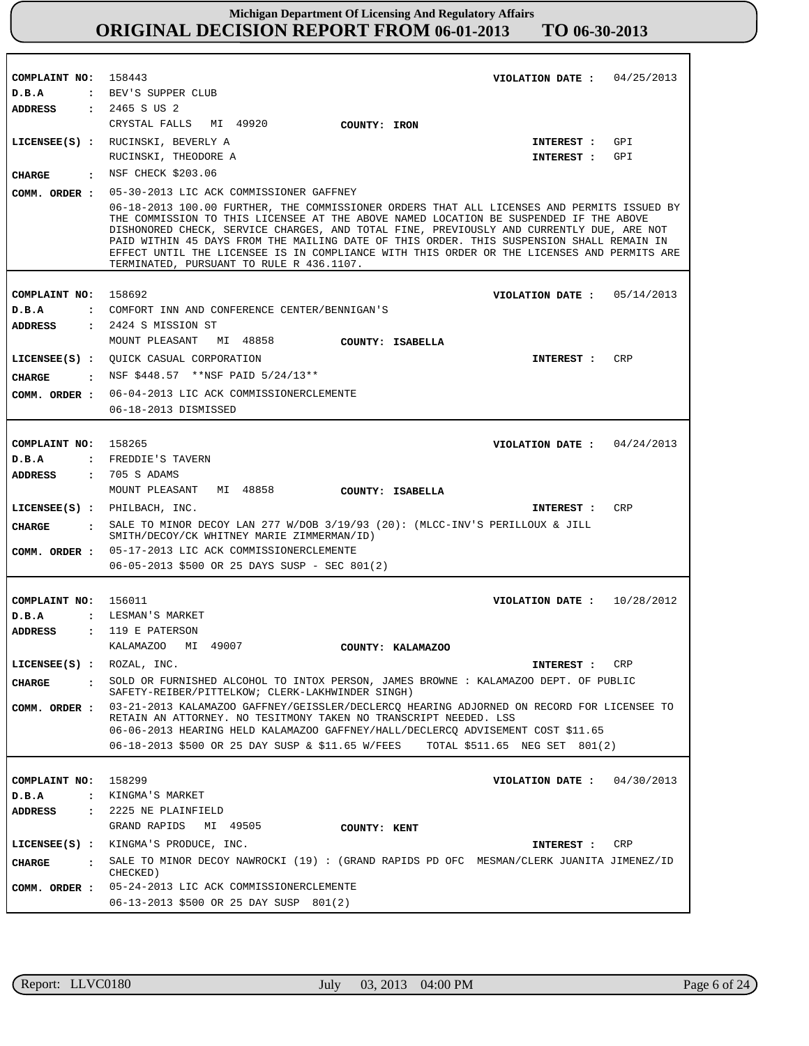**COMPLAINT NO:** 158443 **VIOLATION DATE :** 04/25/2013
**D.B.A :** BEV'S SUPPER CLUB
**ADDRESS :** 2465 S US 2
CRYSTAL FALLS MI 49920 **COUNTY: IRON**
**LICENSEE(S) :** RUCINSKI, BEVERLY A **INTEREST :** GPI
RUCINSKI, THEODORE A **INTEREST :** GPI
**CHARGE :** NSF CHECK $203.06
**COMM. ORDER :** 05-30-2013 LIC ACK COMMISSIONER GAFFNEY
06-18-2013 100.00 FURTHER, THE COMMISSIONER ORDERS THAT ALL LICENSES AND PERMITS ISSUED BY THE COMMISSION TO THIS LICENSEE AT THE ABOVE NAMED LOCATION BE SUSPENDED IF THE ABOVE DISHONORED CHECK, SERVICE CHARGES, AND TOTAL FINE, PREVIOUSLY AND CURRENTLY DUE, ARE NOT PAID WITHIN 45 DAYS FROM THE MAILING DATE OF THIS ORDER. THIS SUSPENSION SHALL REMAIN IN EFFECT UNTIL THE LICENSEE IS IN COMPLIANCE WITH THIS ORDER OR THE LICENSES AND PERMITS ARE TERMINATED, PURSUANT TO RULE R 436.1107.

---

**COMPLAINT NO:** 158692 **VIOLATION DATE :** 05/14/2013
**D.B.A :** COMFORT INN AND CONFERENCE CENTER/BENNIGAN'S
**ADDRESS :** 2424 S MISSION ST
MOUNT PLEASANT MI 48858 **COUNTY: ISABELLA**
**LICENSEE(S) :** QUICK CASUAL CORPORATION **INTEREST :** CRP
**CHARGE :** NSF $448.57 **NSF PAID 5/24/13**
**COMM. ORDER :** 06-04-2013 LIC ACK COMMISSIONERCLEMENTE
06-18-2013 DISMISSED

---

**COMPLAINT NO:** 158265 **VIOLATION DATE :** 04/24/2013
**D.B.A :** FREDDIE'S TAVERN
**ADDRESS :** 705 S ADAMS
MOUNT PLEASANT MI 48858 **COUNTY: ISABELLA**
**LICENSEE(S) :** PHILBACH, INC. **INTEREST :** CRP
**CHARGE :** SALE TO MINOR DECOY LAN 277 W/DOB 3/19/93 (20): (MLCC-INV'S PERILLOUX & JILL SMITH/DECOY/CK WHITNEY MARIE ZIMMERMAN/ID)
**COMM. ORDER :** 05-17-2013 LIC ACK COMMISSIONERCLEMENTE
06-05-2013 $500 OR 25 DAYS SUSP - SEC 801(2)

---

**COMPLAINT NO:** 156011 **VIOLATION DATE :** 10/28/2012
**D.B.A :** LESMAN'S MARKET
**ADDRESS :** 119 E PATERSON
KALAMAZOO MI 49007 **COUNTY: KALAMAZOO**
**LICENSEE(S) :** ROZAL, INC. **INTEREST :** CRP
**CHARGE :** SOLD OR FURNISHED ALCOHOL TO INTOX PERSON, JAMES BROWNE : KALAMAZOO DEPT. OF PUBLIC SAFETY-REIBER/PITTELKOW; CLERK-LAKHWINDER SINGH)
**COMM. ORDER :** 03-21-2013 KALAMAZOO GAFFNEY/GEISSLER/DECLERCQ HEARING ADJORNED ON RECORD FOR LICENSEE TO RETAIN AN ATTORNEY. NO TESITMONY TAKEN NO TRANSCRIPT NEEDED. LSS
06-06-2013 HEARING HELD KALAMAZOO GAFFNEY/HALL/DECLERCQ ADVISEMENT COST $11.65
06-18-2013 $500 OR 25 DAY SUSP & $11.65 W/FEES TOTAL $511.65 NEG SET 801(2)

---

**COMPLAINT NO:** 158299 **VIOLATION DATE :** 04/30/2013
**D.B.A :** KINGMA'S MARKET
**ADDRESS :** 2225 NE PLAINFIELD
GRAND RAPIDS MI 49505 **COUNTY: KENT**
**LICENSEE(S) :** KINGMA'S PRODUCE, INC. **INTEREST :** CRP
**CHARGE :** SALE TO MINOR DECOY NAWROCKI (19) : (GRAND RAPIDS PD OFC MESMAN/CLERK JUANITA JIMENEZ/ID CHECKED)
**COMM. ORDER :** 05-24-2013 LIC ACK COMMISSIONERCLEMENTE
06-13-2013 $500 OR 25 DAY SUSP 801(2)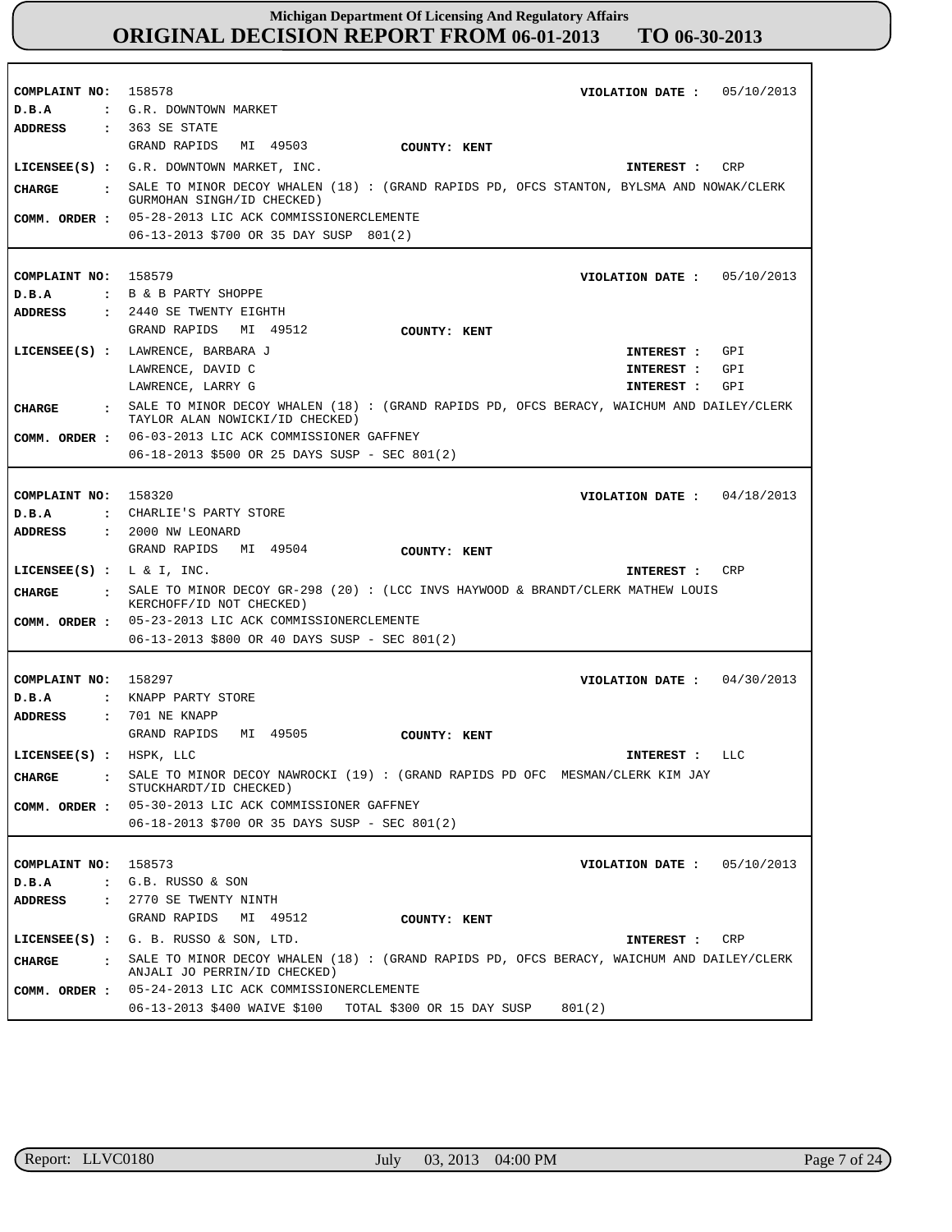**COMPLAINT NO:** 158578 **VIOLATION DATE :** 05/10/2013
**D.B.A :** G.R. DOWNTOWN MARKET
**ADDRESS :** 363 SE STATE
GRAND RAPIDS MI 49503 **COUNTY: KENT**
**LICENSEE(S) :** G.R. DOWNTOWN MARKET, INC. **INTEREST :** CRP
**CHARGE :** SALE TO MINOR DECOY WHALEN (18) : (GRAND RAPIDS PD, OFCS STANTON, BYLSMA AND NOWAK/CLERK GURMOHAN SINGH/ID CHECKED)
**COMM. ORDER :** 05-28-2013 LIC ACK COMMISSIONERCLEMENTE
06-13-2013 $700 OR 35 DAY SUSP 801(2)

---

**COMPLAINT NO:** 158579 **VIOLATION DATE :** 05/10/2013
**D.B.A :** B & B PARTY SHOPPE
**ADDRESS :** 2440 SE TWENTY EIGHTH
GRAND RAPIDS MI 49512 **COUNTY: KENT**
**LICENSEE(S) :** LAWRENCE, BARBARA J **INTEREST :** GPI
LAWRENCE, DAVID C **INTEREST :** GPI
LAWRENCE, LARRY G **INTEREST :** GPI
**CHARGE :** SALE TO MINOR DECOY WHALEN (18) : (GRAND RAPIDS PD, OFCS BERACY, WAICHUM AND DAILEY/CLERK TAYLOR ALAN NOWICKI/ID CHECKED)
**COMM. ORDER :** 06-03-2013 LIC ACK COMMISSIONER GAFFNEY
06-18-2013 $500 OR 25 DAYS SUSP - SEC 801(2)

---

**COMPLAINT NO:** 158320 **VIOLATION DATE :** 04/18/2013
**D.B.A :** CHARLIE'S PARTY STORE
**ADDRESS :** 2000 NW LEONARD
GRAND RAPIDS MI 49504 **COUNTY: KENT**
**LICENSEE(S) :** L & I, INC. **INTEREST :** CRP
**CHARGE :** SALE TO MINOR DECOY GR-298 (20) : (LCC INVS HAYWOOD & BRANDT/CLERK MATHEW LOUIS KERCHOFF/ID NOT CHECKED)
**COMM. ORDER :** 05-23-2013 LIC ACK COMMISSIONERCLEMENTE
06-13-2013 $800 OR 40 DAYS SUSP - SEC 801(2)

---

**COMPLAINT NO:** 158297 **VIOLATION DATE :** 04/30/2013
**D.B.A :** KNAPP PARTY STORE
**ADDRESS :** 701 NE KNAPP
GRAND RAPIDS MI 49505 **COUNTY: KENT**
**LICENSEE(S) :** HSPK, LLC **INTEREST :** LLC
**CHARGE :** SALE TO MINOR DECOY NAWROCKI (19) : (GRAND RAPIDS PD OFC MESMAN/CLERK KIM JAY STUCKHARDT/ID CHECKED)
**COMM. ORDER :** 05-30-2013 LIC ACK COMMISSIONER GAFFNEY
06-18-2013 $700 OR 35 DAYS SUSP - SEC 801(2)

---

**COMPLAINT NO:** 158573 **VIOLATION DATE :** 05/10/2013
**D.B.A :** G.B. RUSSO & SON
**ADDRESS :** 2770 SE TWENTY NINTH
GRAND RAPIDS MI 49512 **COUNTY: KENT**
**LICENSEE(S) :** G. B. RUSSO & SON, LTD. **INTEREST :** CRP
**CHARGE :** SALE TO MINOR DECOY WHALEN (18) : (GRAND RAPIDS PD, OFCS BERACY, WAICHUM AND DAILEY/CLERK ANJALI JO PERRIN/ID CHECKED)
**COMM. ORDER :** 05-24-2013 LIC ACK COMMISSIONERCLEMENTE
06-13-2013 $400 WAIVE $100 TOTAL $300 OR 15 DAY SUSP 801(2)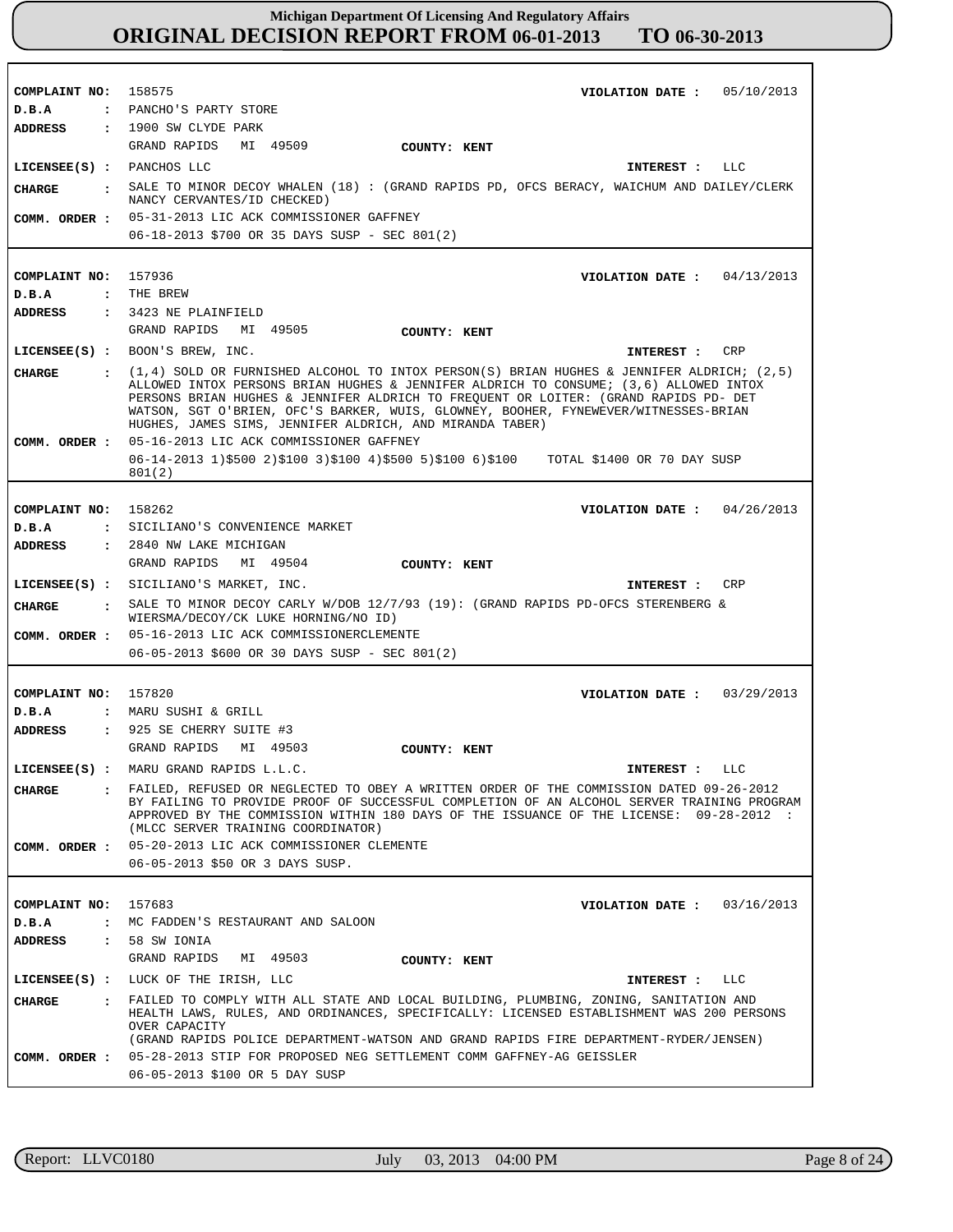# Michigan Department Of Licensing And Regulatory Affairs
## ORIGINAL DECISION REPORT FROM 06-01-2013 TO 06-30-2013

**COMPLAINT NO:** 158575 **VIOLATION DATE :** 05/10/2013
**D.B.A :** PANCHO'S PARTY STORE
**ADDRESS :** 1900 SW CLYDE PARK
GRAND RAPIDS MI 49509 **COUNTY: KENT**
**LICENSEE(S) :** PANCHOS LLC **INTEREST :** LLC
**CHARGE :** SALE TO MINOR DECOY WHALEN (18) : (GRAND RAPIDS PD, OFCS BERACY, WAICHUM AND DAILEY/CLERK NANCY CERVANTES/ID CHECKED)
**COMM. ORDER :** 05-31-2013 LIC ACK COMMISSIONER GAFFNEY
06-18-2013 $700 OR 35 DAYS SUSP - SEC 801(2)

---

**COMPLAINT NO:** 157936 **VIOLATION DATE :** 04/13/2013
**D.B.A :** THE BREW
**ADDRESS :** 3423 NE PLAINFIELD
GRAND RAPIDS MI 49505 **COUNTY: KENT**
**LICENSEE(S) :** BOON'S BREW, INC. **INTEREST :** CRP
**CHARGE :** (1,4) SOLD OR FURNISHED ALCOHOL TO INTOX PERSON(S) BRIAN HUGHES & JENNIFER ALDRICH; (2,5) ALLOWED INTOX PERSONS BRIAN HUGHES & JENNIFER ALDRICH TO CONSUME; (3,6) ALLOWED INTOX PERSONS BRIAN HUGHES & JENNIFER ALDRICH TO FREQUENT OR LOITER: (GRAND RAPIDS PD- DET WATSON, SGT O'BRIEN, OFC'S BARKER, WUIS, GLOWNEY, BOOHER, FYNEWEVER/WITNESSES-BRIAN HUGHES, JAMES SIMS, JENNIFER ALDRICH, AND MIRANDA TABER)
**COMM. ORDER :** 05-16-2013 LIC ACK COMMISSIONER GAFFNEY
06-14-2013 1)$500 2)$100 3)$100 4)$500 5)$100 6)$100 TOTAL $1400 OR 70 DAY SUSP 801(2)

---

**COMPLAINT NO:** 158262 **VIOLATION DATE :** 04/26/2013
**D.B.A :** SICILIANO'S CONVENIENCE MARKET
**ADDRESS :** 2840 NW LAKE MICHIGAN
GRAND RAPIDS MI 49504 **COUNTY: KENT**
**LICENSEE(S) :** SICILIANO'S MARKET, INC. **INTEREST :** CRP
**CHARGE :** SALE TO MINOR DECOY CARLY W/DOB 12/7/93 (19): (GRAND RAPIDS PD-OFCS STERENBERG & WIERSMA/DECOY/CK LUKE HORNING/NO ID)
**COMM. ORDER :** 05-16-2013 LIC ACK COMMISSIONERCLEMENTE
06-05-2013 $600 OR 30 DAYS SUSP - SEC 801(2)

---

**COMPLAINT NO:** 157820 **VIOLATION DATE :** 03/29/2013
**D.B.A :** MARU SUSHI & GRILL
**ADDRESS :** 925 SE CHERRY SUITE #3
GRAND RAPIDS MI 49503 **COUNTY: KENT**
**LICENSEE(S) :** MARU GRAND RAPIDS L.L.C. **INTEREST :** LLC
**CHARGE :** FAILED, REFUSED OR NEGLECTED TO OBEY A WRITTEN ORDER OF THE COMMISSION DATED 09-26-2012 BY FAILING TO PROVIDE PROOF OF SUCCESSFUL COMPLETION OF AN ALCOHOL SERVER TRAINING PROGRAM APPROVED BY THE COMMISSION WITHIN 180 DAYS OF THE ISSUANCE OF THE LICENSE: 09-28-2012 : (MLCC SERVER TRAINING COORDINATOR)
**COMM. ORDER :** 05-20-2013 LIC ACK COMMISSIONER CLEMENTE
06-05-2013 $50 OR 3 DAYS SUSP.

---

**COMPLAINT NO:** 157683 **VIOLATION DATE :** 03/16/2013
**D.B.A :** MC FADDEN'S RESTAURANT AND SALOON
**ADDRESS :** 58 SW IONIA
GRAND RAPIDS MI 49503 **COUNTY: KENT**
**LICENSEE(S) :** LUCK OF THE IRISH, LLC **INTEREST :** LLC
**CHARGE :** FAILED TO COMPLY WITH ALL STATE AND LOCAL BUILDING, PLUMBING, ZONING, SANITATION AND HEALTH LAWS, RULES, AND ORDINANCES, SPECIFICALLY: LICENSED ESTABLISHMENT WAS 200 PERSONS OVER CAPACITY
(GRAND RAPIDS POLICE DEPARTMENT-WATSON AND GRAND RAPIDS FIRE DEPARTMENT-RYDER/JENSEN)
**COMM. ORDER :** 05-28-2013 STIP FOR PROPOSED NEG SETTLEMENT COMM GAFFNEY-AG GEISSLER
06-05-2013 $100 OR 5 DAY SUSP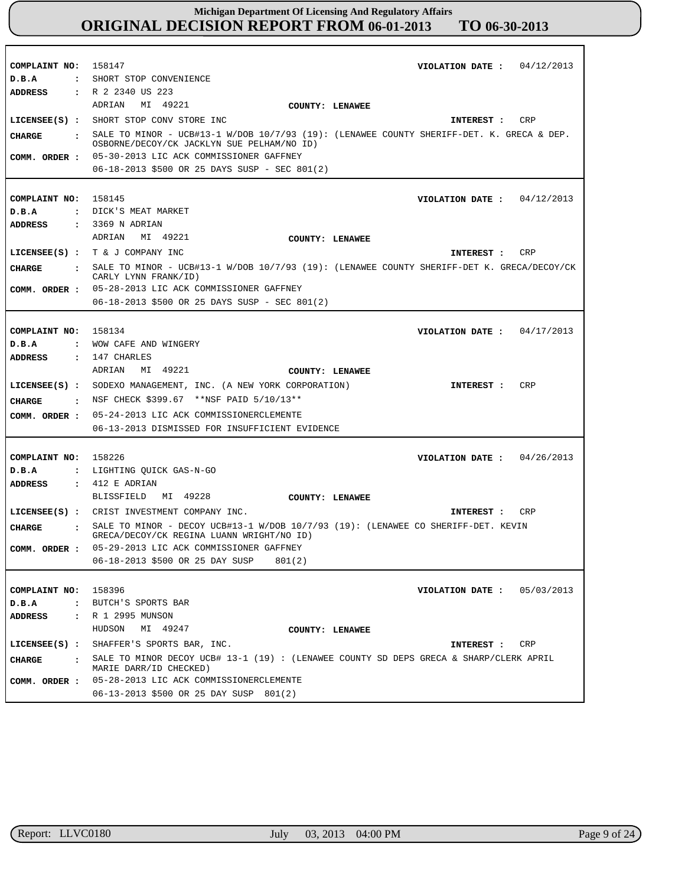**Michigan Department Of Licensing And Regulatory Affairs**
**ORIGINAL DECISION REPORT FROM 06-01-2013 TO 06-30-2013**

**COMPLAINT NO:** 158147 **VIOLATION DATE :** 04/12/2013
**D.B.A :** SHORT STOP CONVENIENCE
**ADDRESS :** R 2 2340 US 223
ADRIAN MI 49221 **COUNTY: LENAWEE**
**LICENSEE(S) :** SHORT STOP CONV STORE INC **INTEREST :** CRP
**CHARGE :** SALE TO MINOR - UCB#13-1 W/DOB 10/7/93 (19): (LENAWEE COUNTY SHERIFF-DET. K. GRECA & DEP. OSBORNE/DECOY/CK JACKLYN SUE PELHAM/NO ID)
**COMM. ORDER :** 05-30-2013 LIC ACK COMMISSIONER GAFFNEY
06-18-2013 $500 OR 25 DAYS SUSP - SEC 801(2)

---

**COMPLAINT NO:** 158145 **VIOLATION DATE :** 04/12/2013
**D.B.A :** DICK'S MEAT MARKET
**ADDRESS :** 3369 N ADRIAN
ADRIAN MI 49221 **COUNTY: LENAWEE**
**LICENSEE(S) :** T & J COMPANY INC **INTEREST :** CRP
**CHARGE :** SALE TO MINOR - UCB#13-1 W/DOB 10/7/93 (19): (LENAWEE COUNTY SHERIFF-DET K. GRECA/DECOY/CK CARLY LYNN FRANK/ID)
**COMM. ORDER :** 05-28-2013 LIC ACK COMMISSIONER GAFFNEY
06-18-2013 $500 OR 25 DAYS SUSP - SEC 801(2)

---

**COMPLAINT NO:** 158134 **VIOLATION DATE :** 04/17/2013
**D.B.A :** WOW CAFE AND WINGERY
**ADDRESS :** 147 CHARLES
ADRIAN MI 49221 **COUNTY: LENAWEE**
**LICENSEE(S) :** SODEXO MANAGEMENT, INC. (A NEW YORK CORPORATION) **INTEREST :** CRP
**CHARGE :** NSF CHECK $399.67 **NSF PAID 5/10/13**
**COMM. ORDER :** 05-24-2013 LIC ACK COMMISSIONERCLEMENTE
06-13-2013 DISMISSED FOR INSUFFICIENT EVIDENCE

---

**COMPLAINT NO:** 158226 **VIOLATION DATE :** 04/26/2013
**D.B.A :** LIGHTING QUICK GAS-N-GO
**ADDRESS :** 412 E ADRIAN
BLISSFIELD MI 49228 **COUNTY: LENAWEE**
**LICENSEE(S) :** CRIST INVESTMENT COMPANY INC. **INTEREST :** CRP
**CHARGE :** SALE TO MINOR - DECOY UCB#13-1 W/DOB 10/7/93 (19): (LENAWEE CO SHERIFF-DET. KEVIN GRECA/DECOY/CK REGINA LUANN WRIGHT/NO ID)
**COMM. ORDER :** 05-29-2013 LIC ACK COMMISSIONER GAFFNEY
06-18-2013 $500 OR 25 DAY SUSP 801(2)

---

**COMPLAINT NO:** 158396 **VIOLATION DATE :** 05/03/2013
**D.B.A :** BUTCH'S SPORTS BAR
**ADDRESS :** R 1 2995 MUNSON
HUDSON MI 49247 **COUNTY: LENAWEE**
**LICENSEE(S) :** SHAFFER'S SPORTS BAR, INC. **INTEREST :** CRP
**CHARGE :** SALE TO MINOR DECOY UCB# 13-1 (19) : (LENAWEE COUNTY SD DEPS GRECA & SHARP/CLERK APRIL MARIE DARR/ID CHECKED)
**COMM. ORDER :** 05-28-2013 LIC ACK COMMISSIONERCLEMENTE
06-13-2013 $500 OR 25 DAY SUSP 801(2)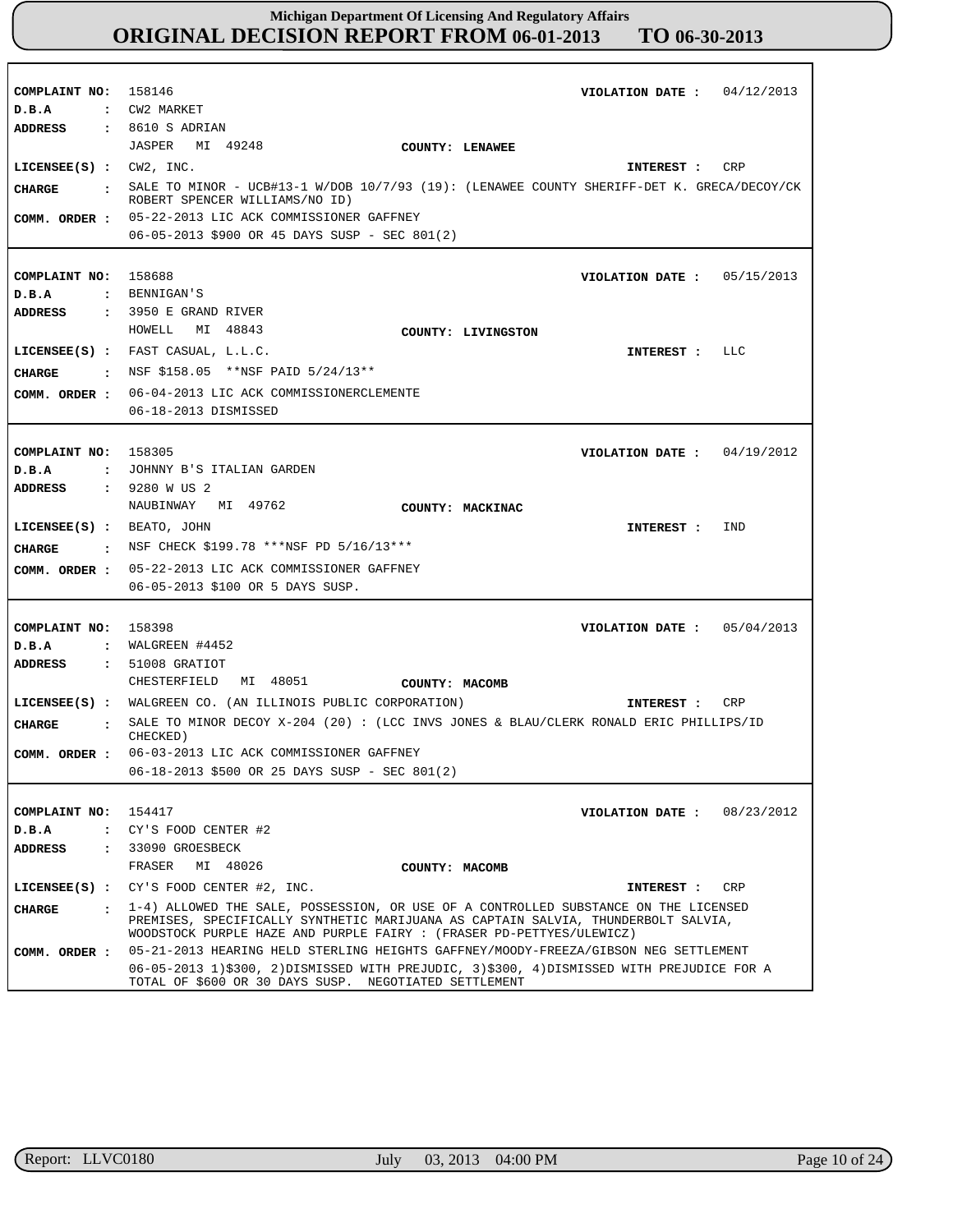# Michigan Department Of Licensing And Regulatory Affairs

## ORIGINAL DECISION REPORT FROM 06-01-2013 TO 06-30-2013

**COMPLAINT NO:** 158146 **VIOLATION DATE :** 04/12/2013
**D.B.A :** CW2 MARKET
**ADDRESS :** 8610 S ADRIAN
JASPER MI 49248 **COUNTY:** LENAWEE
**LICENSEE(S) :** CW2, INC. **INTEREST :** CRP
**CHARGE :** SALE TO MINOR - UCB#13-1 W/DOB 10/7/93 (19): (LENAWEE COUNTY SHERIFF-DET K. GRECA/DECOY/CK ROBERT SPENCER WILLIAMS/NO ID)
**COMM. ORDER :** 05-22-2013 LIC ACK COMMISSIONER GAFFNEY
06-05-2013 $900 OR 45 DAYS SUSP - SEC 801(2)

---

**COMPLAINT NO:** 158688 **VIOLATION DATE :** 05/15/2013
**D.B.A :** BENNIGAN'S
**ADDRESS :** 3950 E GRAND RIVER
HOWELL MI 48843 **COUNTY:** LIVINGSTON
**LICENSEE(S) :** FAST CASUAL, L.L.C. **INTEREST :** LLC
**CHARGE :** NSF $158.05 **NSF PAID 5/24/13**
**COMM. ORDER :** 06-04-2013 LIC ACK COMMISSIONERCLEMENTE
06-18-2013 DISMISSED

---

**COMPLAINT NO:** 158305 **VIOLATION DATE :** 04/19/2012
**D.B.A :** JOHNNY B'S ITALIAN GARDEN
**ADDRESS :** 9280 W US 2
NAUBINWAY MI 49762 **COUNTY:** MACKINAC
**LICENSEE(S) :** BEATO, JOHN **INTEREST :** IND
**CHARGE :** NSF CHECK $199.78 ***NSF PD 5/16/13***
**COMM. ORDER :** 05-22-2013 LIC ACK COMMISSIONER GAFFNEY
06-05-2013 $100 OR 5 DAYS SUSP.

---

**COMPLAINT NO:** 158398 **VIOLATION DATE :** 05/04/2013
**D.B.A :** WALGREEN #4452
**ADDRESS :** 51008 GRATIOT
CHESTERFIELD MI 48051 **COUNTY:** MACOMB
**LICENSEE(S) :** WALGREEN CO. (AN ILLINOIS PUBLIC CORPORATION) **INTEREST :** CRP
**CHARGE :** SALE TO MINOR DECOY X-204 (20) : (LCC INVS JONES & BLAU/CLERK RONALD ERIC PHILLIPS/ID CHECKED)
**COMM. ORDER :** 06-03-2013 LIC ACK COMMISSIONER GAFFNEY
06-18-2013 $500 OR 25 DAYS SUSP - SEC 801(2)

---

**COMPLAINT NO:** 154417 **VIOLATION DATE :** 08/23/2012
**D.B.A :** CY'S FOOD CENTER #2
**ADDRESS :** 33090 GROESBECK
FRASER MI 48026 **COUNTY:** MACOMB
**LICENSEE(S) :** CY'S FOOD CENTER #2, INC. **INTEREST :** CRP
**CHARGE :** 1-4) ALLOWED THE SALE, POSSESSION, OR USE OF A CONTROLLED SUBSTANCE ON THE LICENSED PREMISES, SPECIFICALLY SYNTHETIC MARIJUANA AS CAPTAIN SALVIA, THUNDERBOLT SALVIA, WOODSTOCK PURPLE HAZE AND PURPLE FAIRY : (FRASER PD-PETTYES/ULEWICZ)
**COMM. ORDER :** 05-21-2013 HEARING HELD STERLING HEIGHTS GAFFNEY/MOODY-FREEZA/GIBSON NEG SETTLEMENT
06-05-2013 1)$300, 2)DISMISSED WITH PREJUDIC, 3)$300, 4)DISMISSED WITH PREJUDICE FOR A TOTAL OF $600 OR 30 DAYS SUSP. NEGOTIATED SETTLEMENT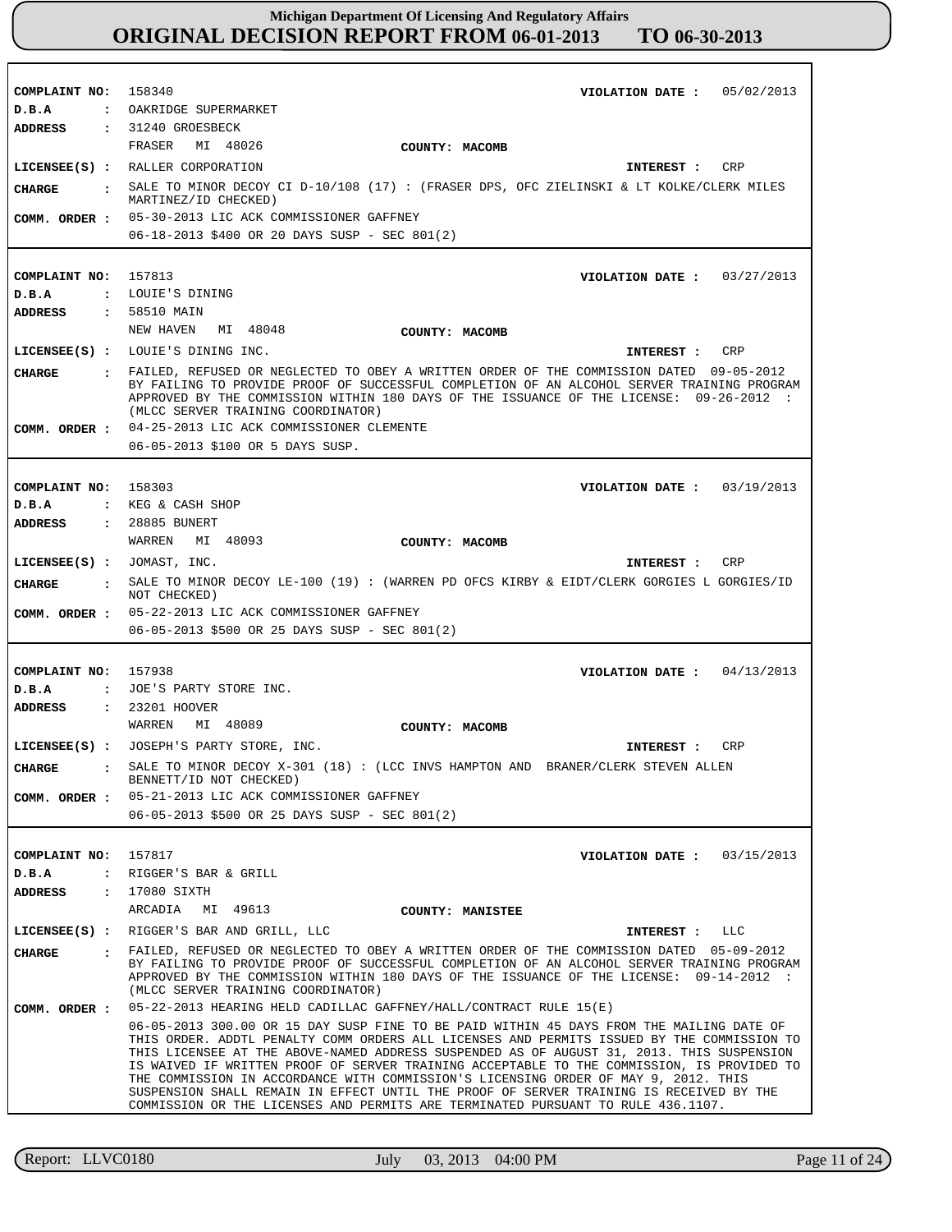# Michigan Department Of Licensing And Regulatory Affairs
## ORIGINAL DECISION REPORT FROM 06-01-2013 TO 06-30-2013

---

**COMPLAINT NO:** 158340 **VIOLATION DATE :** 05/02/2013
**D.B.A :** OAKRIDGE SUPERMARKET
**ADDRESS :** 31240 GROESBECK
FRASER MI 48026 **COUNTY: MACOMB**
**LICENSEE(S) :** RALLER CORPORATION **INTEREST :** CRP
**CHARGE :** SALE TO MINOR DECOY CI D-10/108 (17) : (FRASER DPS, OFC ZIELINSKI & LT KOLKE/CLERK MILES MARTINEZ/ID CHECKED)
**COMM. ORDER :** 05-30-2013 LIC ACK COMMISSIONER GAFFNEY
06-18-2013 $400 OR 20 DAYS SUSP - SEC 801(2)

---

**COMPLAINT NO:** 157813 **VIOLATION DATE :** 03/27/2013
**D.B.A :** LOUIE'S DINING
**ADDRESS :** 58510 MAIN
NEW HAVEN MI 48048 **COUNTY: MACOMB**
**LICENSEE(S) :** LOUIE'S DINING INC. **INTEREST :** CRP
**CHARGE :** FAILED, REFUSED OR NEGLECTED TO OBEY A WRITTEN ORDER OF THE COMMISSION DATED 09-05-2012 BY FAILING TO PROVIDE PROOF OF SUCCESSFUL COMPLETION OF AN ALCOHOL SERVER TRAINING PROGRAM APPROVED BY THE COMMISSION WITHIN 180 DAYS OF THE ISSUANCE OF THE LICENSE: 09-26-2012 : (MLCC SERVER TRAINING COORDINATOR)
**COMM. ORDER :** 04-25-2013 LIC ACK COMMISSIONER CLEMENTE
06-05-2013 $100 OR 5 DAYS SUSP.

---

**COMPLAINT NO:** 158303 **VIOLATION DATE :** 03/19/2013
**D.B.A :** KEG & CASH SHOP
**ADDRESS :** 28885 BUNERT
WARREN MI 48093 **COUNTY: MACOMB**
**LICENSEE(S) :** JOMAST, INC. **INTEREST :** CRP
**CHARGE :** SALE TO MINOR DECOY LE-100 (19) : (WARREN PD OFCS KIRBY & EIDT/CLERK GORGIES L GORGIES/ID NOT CHECKED)
**COMM. ORDER :** 05-22-2013 LIC ACK COMMISSIONER GAFFNEY
06-05-2013 $500 OR 25 DAYS SUSP - SEC 801(2)

---

**COMPLAINT NO:** 157938 **VIOLATION DATE :** 04/13/2013
**D.B.A :** JOE'S PARTY STORE INC.
**ADDRESS :** 23201 HOOVER
WARREN MI 48089 **COUNTY: MACOMB**
**LICENSEE(S) :** JOSEPH'S PARTY STORE, INC. **INTEREST :** CRP
**CHARGE :** SALE TO MINOR DECOY X-301 (18) : (LCC INVS HAMPTON AND BRANER/CLERK STEVEN ALLEN BENNETT/ID NOT CHECKED)
**COMM. ORDER :** 05-21-2013 LIC ACK COMMISSIONER GAFFNEY
06-05-2013 $500 OR 25 DAYS SUSP - SEC 801(2)

---

**COMPLAINT NO:** 157817 **VIOLATION DATE :** 03/15/2013
**D.B.A :** RIGGER'S BAR & GRILL
**ADDRESS :** 17080 SIXTH
ARCADIA MI 49613 **COUNTY: MANISTEE**
**LICENSEE(S) :** RIGGER'S BAR AND GRILL, LLC **INTEREST :** LLC
**CHARGE :** FAILED, REFUSED OR NEGLECTED TO OBEY A WRITTEN ORDER OF THE COMMISSION DATED 05-09-2012 BY FAILING TO PROVIDE PROOF OF SUCCESSFUL COMPLETION OF AN ALCOHOL SERVER TRAINING PROGRAM APPROVED BY THE COMMISSION WITHIN 180 DAYS OF THE ISSUANCE OF THE LICENSE: 09-14-2012 : (MLCC SERVER TRAINING COORDINATOR)
**COMM. ORDER :** 05-22-2013 HEARING HELD CADILLAC GAFFNEY/HALL/CONTRACT RULE 15(E)
06-05-2013 300.00 OR 15 DAY SUSP FINE TO BE PAID WITHIN 45 DAYS FROM THE MAILING DATE OF THIS ORDER. ADDTL PENALTY COMM ORDERS ALL LICENSES AND PERMITS ISSUED BY THE COMMISSION TO THIS LICENSEE AT THE ABOVE-NAMED ADDRESS SUSPENDED AS OF AUGUST 31, 2013. THIS SUSPENSION IS WAIVED IF WRITTEN PROOF OF SERVER TRAINING ACCEPTABLE TO THE COMMISSION, IS PROVIDED TO THE COMMISSION IN ACCORDANCE WITH COMMISSION'S LICENSING ORDER OF MAY 9, 2012. THIS SUSPENSION SHALL REMAIN IN EFFECT UNTIL THE PROOF OF SERVER TRAINING IS RECEIVED BY THE COMMISSION OR THE LICENSES AND PERMITS ARE TERMINATED PURSUANT TO RULE 436.1107.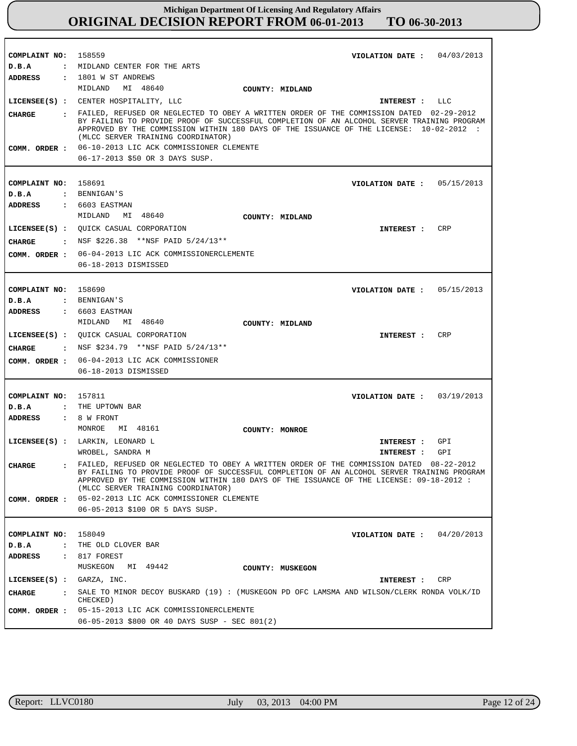# Michigan Department Of Licensing And Regulatory Affairs
## ORIGINAL DECISION REPORT FROM 06-01-2013 TO 06-30-2013

**COMPLAINT NO:** 158559 **VIOLATION DATE :** 04/03/2013
**D.B.A :** MIDLAND CENTER FOR THE ARTS
**ADDRESS :** 1801 W ST ANDREWS
MIDLAND MI 48640 **COUNTY: MIDLAND**
**LICENSEE(S) :** CENTER HOSPITALITY, LLC **INTEREST :** LLC
**CHARGE :** FAILED, REFUSED OR NEGLECTED TO OBEY A WRITTEN ORDER OF THE COMMISSION DATED 02-29-2012 BY FAILING TO PROVIDE PROOF OF SUCCESSFUL COMPLETION OF AN ALCOHOL SERVER TRAINING PROGRAM APPROVED BY THE COMMISSION WITHIN 180 DAYS OF THE ISSUANCE OF THE LICENSE: 10-02-2012 : (MLCC SERVER TRAINING COORDINATOR)
**COMM. ORDER :** 06-10-2013 LIC ACK COMMISSIONER CLEMENTE
06-17-2013 $50 OR 3 DAYS SUSP.

---

**COMPLAINT NO:** 158691 **VIOLATION DATE :** 05/15/2013
**D.B.A :** BENNIGAN'S
**ADDRESS :** 6603 EASTMAN
MIDLAND MI 48640 **COUNTY: MIDLAND**
**LICENSEE(S) :** QUICK CASUAL CORPORATION **INTEREST :** CRP
**CHARGE :** NSF $226.38 **NSF PAID 5/24/13**
**COMM. ORDER :** 06-04-2013 LIC ACK COMMISSIONERCLEMENTE
06-18-2013 DISMISSED

---

**COMPLAINT NO:** 158690 **VIOLATION DATE :** 05/15/2013
**D.B.A :** BENNIGAN'S
**ADDRESS :** 6603 EASTMAN
MIDLAND MI 48640 **COUNTY: MIDLAND**
**LICENSEE(S) :** QUICK CASUAL CORPORATION **INTEREST :** CRP
**CHARGE :** NSF $234.79 **NSF PAID 5/24/13**
**COMM. ORDER :** 06-04-2013 LIC ACK COMMISSIONER
06-18-2013 DISMISSED

---

**COMPLAINT NO:** 157811 **VIOLATION DATE :** 03/19/2013
**D.B.A :** THE UPTOWN BAR
**ADDRESS :** 8 W FRONT
MONROE MI 48161 **COUNTY: MONROE**
**LICENSEE(S) :** LARKIN, LEONARD L **INTEREST :** GPI
WROBEL, SANDRA M **INTEREST :** GPI
**CHARGE :** FAILED, REFUSED OR NEGLECTED TO OBEY A WRITTEN ORDER OF THE COMMISSION DATED 08-22-2012 BY FAILING TO PROVIDE PROOF OF SUCCESSFUL COMPLETION OF AN ALCOHOL SERVER TRAINING PROGRAM APPROVED BY THE COMMISSION WITHIN 180 DAYS OF THE ISSUANCE OF THE LICENSE: 09-18-2012 : (MLCC SERVER TRAINING COORDINATOR)
**COMM. ORDER :** 05-02-2013 LIC ACK COMMISSIONER CLEMENTE
06-05-2013 $100 OR 5 DAYS SUSP.

---

**COMPLAINT NO:** 158049 **VIOLATION DATE :** 04/20/2013
**D.B.A :** THE OLD CLOVER BAR
**ADDRESS :** 817 FOREST
MUSKEGON MI 49442 **COUNTY: MUSKEGON**
**LICENSEE(S) :** GARZA, INC. **INTEREST :** CRP
**CHARGE :** SALE TO MINOR DECOY BUSKARD (19) : (MUSKEGON PD OFC LAMSMA AND WILSON/CLERK RONDA VOLK/ID CHECKED)
**COMM. ORDER :** 05-15-2013 LIC ACK COMMISSIONERCLEMENTE
06-05-2013 $800 OR 40 DAYS SUSP - SEC 801(2)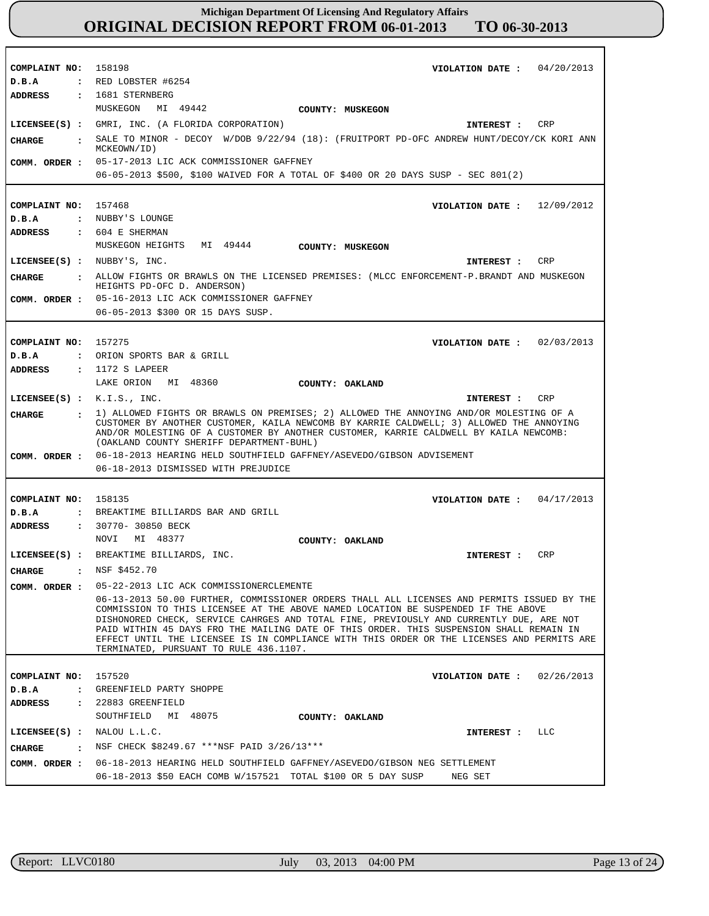| COMPLAINT NO: | 158198 | VIOLATION DATE : | 04/20/2013 |
|---|---|---|---|
| D.B.A : | RED LOBSTER #6254 | | |
| ADDRESS : | 1681 STERNBERG<br>MUSKEGON MI 49442 | COUNTY: MUSKEGON | |
| LICENSEE(S) : | GMRI, INC. (A FLORIDA CORPORATION) | INTEREST : | CRP |
| CHARGE : | SALE TO MINOR - DECOY W/DOB 9/22/94 (18): (FRUITPORT PD-OFC ANDREW HUNT/DECOY/CK KORI ANN MCKEOWN/ID) | | |
| COMM. ORDER : | 05-17-2013 LIC ACK COMMISSIONER GAFFNEY<br>06-05-2013 $500, $100 WAIVED FOR A TOTAL OF $400 OR 20 DAYS SUSP - SEC 801(2) | | |

| COMPLAINT NO: | 157468 | VIOLATION DATE : | 12/09/2012 |
|---|---|---|---|
| D.B.A : | NUBBY'S LOUNGE | | |
| ADDRESS : | 604 E SHERMAN<br>MUSKEGON HEIGHTS MI 49444 | COUNTY: MUSKEGON | |
| LICENSEE(S) : | NUBBY'S, INC. | INTEREST : | CRP |
| CHARGE : | ALLOW FIGHTS OR BRAWLS ON THE LICENSED PREMISES: (MLCC ENFORCEMENT-P.BRANDT AND MUSKEGON HEIGHTS PD-OFC D. ANDERSON) | | |
| COMM. ORDER : | 05-16-2013 LIC ACK COMMISSIONER GAFFNEY<br>06-05-2013 $300 OR 15 DAYS SUSP. | | |

| COMPLAINT NO: | 157275 | VIOLATION DATE : | 02/03/2013 |
|---|---|---|---|
| D.B.A : | ORION SPORTS BAR & GRILL | | |
| ADDRESS : | 1172 S LAPEER<br>LAKE ORION MI 48360 | COUNTY: OAKLAND | |
| LICENSEE(S) : | K.I.S., INC. | INTEREST : | CRP |
| CHARGE : | 1) ALLOWED FIGHTS OR BRAWLS ON PREMISES; 2) ALLOWED THE ANNOYING AND/OR MOLESTING OF A CUSTOMER BY ANOTHER CUSTOMER, KAILA NEWCOMB BY KARRIE CALDWELL; 3) ALLOWED THE ANNOYING AND/OR MOLESTING OF A CUSTOMER BY ANOTHER CUSTOMER, KARRIE CALDWELL BY KAILA NEWCOMB: (OAKLAND COUNTY SHERIFF DEPARTMENT-BUHL) | | |
| COMM. ORDER : | 06-18-2013 HEARING HELD SOUTHFIELD GAFFNEY/ASEVEDO/GIBSON ADVISEMENT<br>06-18-2013 DISMISSED WITH PREJUDICE | | |

| COMPLAINT NO: | 158135 | VIOLATION DATE : | 04/17/2013 |
|---|---|---|---|
| D.B.A : | BREAKTIME BILLIARDS BAR AND GRILL | | |
| ADDRESS : | 30770- 30850 BECK<br>NOVI MI 48377 | COUNTY: OAKLAND | |
| LICENSEE(S) : | BREAKTIME BILLIARDS, INC. | INTEREST : | CRP |
| CHARGE : | NSF $452.70 | | |
| COMM. ORDER : | 05-22-2013 LIC ACK COMMISSIONERCLEMENTE<br>06-13-2013 50.00 FURTHER, COMMISSIONER ORDERS THALL ALL LICENSES AND PERMITS ISSUED BY THE COMMISSION TO THIS LICENSEE AT THE ABOVE NAMED LOCATION BE SUSPENDED IF THE ABOVE DISHONORED CHECK, SERVICE CAHRGES AND TOTAL FINE, PREVIOUSLY AND CURRENTLY DUE, ARE NOT PAID WITHIN 45 DAYS FRO THE MAILING DATE OF THIS ORDER. THIS SUSPENSION SHALL REMAIN IN EFFECT UNTIL THE LICENSEE IS IN COMPLIANCE WITH THIS ORDER OR THE LICENSES AND PERMITS ARE TERMINATED, PURSUANT TO RULE 436.1107. | | |

| COMPLAINT NO: | 157520 | VIOLATION DATE : | 02/26/2013 |
|---|---|---|---|
| D.B.A : | GREENFIELD PARTY SHOPPE | | |
| ADDRESS : | 22883 GREENFIELD<br>SOUTHFIELD MI 48075 | COUNTY: OAKLAND | |
| LICENSEE(S) : | NALOU L.L.C. | INTEREST : | LLC |
| CHARGE : | NSF CHECK $8249.67 ***NSF PAID 3/26/13*** | | |
| COMM. ORDER : | 06-18-2013 HEARING HELD SOUTHFIELD GAFFNEY/ASEVEDO/GIBSON NEG SETTLEMENT<br>06-18-2013 $50 EACH COMB W/157521 TOTAL $100 OR 5 DAY SUSP NEG SET | | |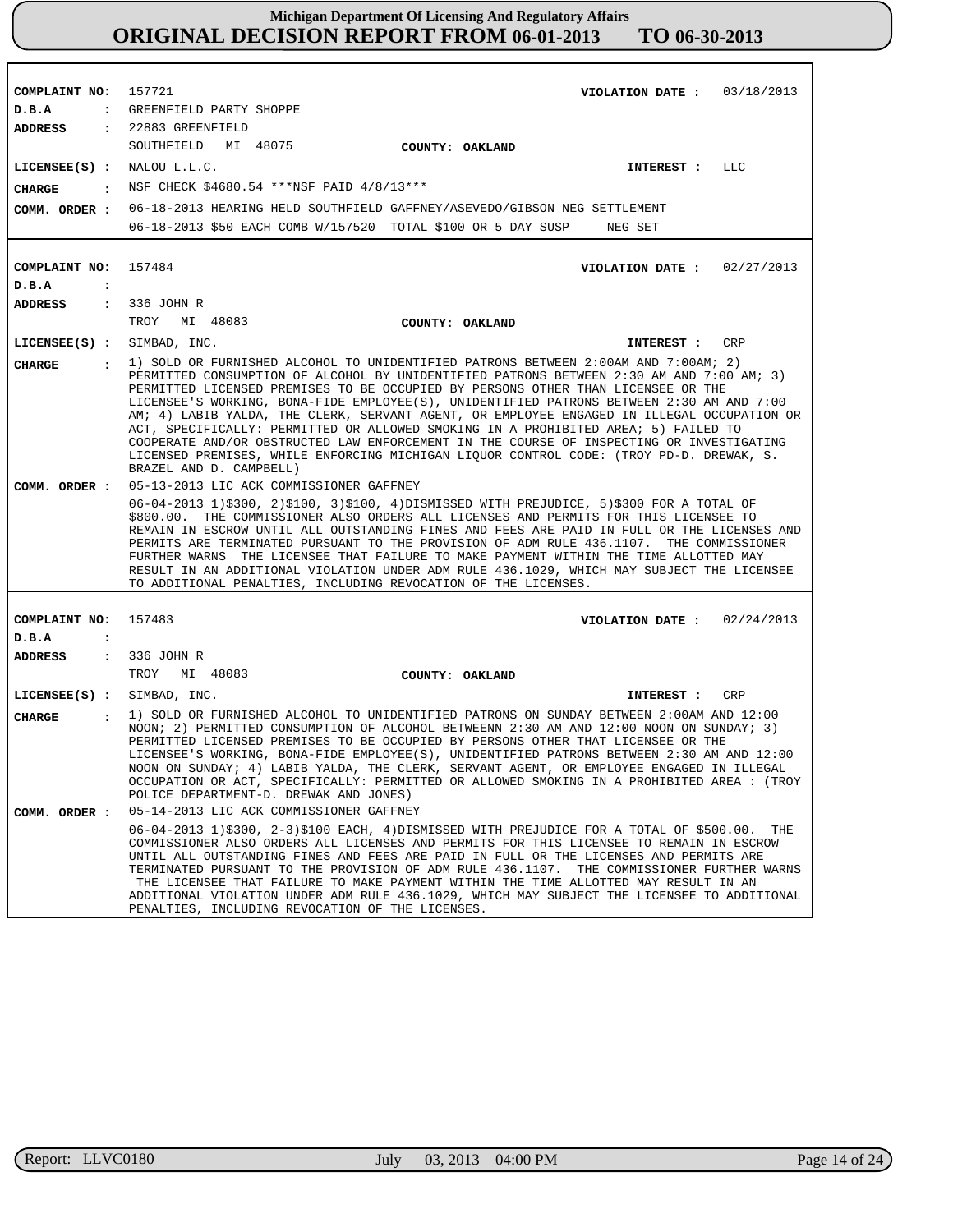# Michigan Department Of Licensing And Regulatory Affairs
## ORIGINAL DECISION REPORT FROM 06-01-2013 TO 06-30-2013

---

**COMPLAINT NO:** 157721  
**VIOLATION DATE :** 03/18/2013  
**D.B.A :** GREENFIELD PARTY SHOPPE  
**ADDRESS :** 22883 GREENFIELD  
SOUTHFIELD MI 48075  
**COUNTY: OAKLAND**  
**LICENSEE(S) :** NALOU L.L.C.  
**INTEREST :** LLC  
**CHARGE :** NSF CHECK $4680.54 ***NSF PAID 4/8/13***  
**COMM. ORDER :** 06-18-2013 HEARING HELD SOUTHFIELD GAFFNEY/ASEVEDO/GIBSON NEG SETTLEMENT  
06-18-2013 $50 EACH COMB W/157520 TOTAL $100 OR 5 DAY SUSP NEG SET

---

**COMPLAINT NO:** 157484  
**VIOLATION DATE :** 02/27/2013  
**D.B.A :**  
**ADDRESS :** 336 JOHN R  
TROY MI 48083  
**COUNTY: OAKLAND**  
**LICENSEE(S) :** SIMBAD, INC.  
**INTEREST :** CRP  
**CHARGE :** 1) SOLD OR FURNISHED ALCOHOL TO UNIDENTIFIED PATRONS BETWEEN 2:00AM AND 7:00AM; 2) PERMITTED CONSUMPTION OF ALCOHOL BY UNIDENTIFIED PATRONS BETWEEN 2:30 AM AND 7:00 AM; 3) PERMITTED LICENSED PREMISES TO BE OCCUPIED BY PERSONS OTHER THAN LICENSEE OR THE LICENSEE'S WORKING, BONA-FIDE EMPLOYEE(S), UNIDENTIFIED PATRONS BETWEEN 2:30 AM AND 7:00 AM; 4) LABIB YALDA, THE CLERK, SERVANT AGENT, OR EMPLOYEE ENGAGED IN ILLEGAL OCCUPATION OR ACT, SPECIFICALLY: PERMITTED OR ALLOWED SMOKING IN A PROHIBITED AREA; 5) FAILED TO COOPERATE AND/OR OBSTRUCTED LAW ENFORCEMENT IN THE COURSE OF INSPECTING OR INVESTIGATING LICENSED PREMISES, WHILE ENFORCING MICHIGAN LIQUOR CONTROL CODE: (TROY PD-D. DREWAK, S. BRAZEL AND D. CAMPBELL)  
**COMM. ORDER :** 05-13-2013 LIC ACK COMMISSIONER GAFFNEY  
06-04-2013 1)$300, 2)$100, 3)$100, 4)DISMISSED WITH PREJUDICE, 5)$300 FOR A TOTAL OF $800.00. THE COMMISSIONER ALSO ORDERS ALL LICENSES AND PERMITS FOR THIS LICENSEE TO REMAIN IN ESCROW UNTIL ALL OUTSTANDING FINES AND FEES ARE PAID IN FULL OR THE LICENSES AND PERMITS ARE TERMINATED PURSUANT TO THE PROVISION OF ADM RULE 436.1107. THE COMMISSIONER FURTHER WARNS THE LICENSEE THAT FAILURE TO MAKE PAYMENT WITHIN THE TIME ALLOTTED MAY RESULT IN AN ADDITIONAL VIOLATION UNDER ADM RULE 436.1029, WHICH MAY SUBJECT THE LICENSEE TO ADDITIONAL PENALTIES, INCLUDING REVOCATION OF THE LICENSES.

---

**COMPLAINT NO:** 157483  
**VIOLATION DATE :** 02/24/2013  
**D.B.A :**  
**ADDRESS :** 336 JOHN R  
TROY MI 48083  
**COUNTY: OAKLAND**  
**LICENSEE(S) :** SIMBAD, INC.  
**INTEREST :** CRP  
**CHARGE :** 1) SOLD OR FURNISHED ALCOHOL TO UNIDENTIFIED PATRONS ON SUNDAY BETWEEN 2:00AM AND 12:00 NOON; 2) PERMITTED CONSUMPTION OF ALCOHOL BETWEENN 2:30 AM AND 12:00 NOON ON SUNDAY; 3) PERMITTED LICENSED PREMISES TO BE OCCUPIED BY PERSONS OTHER THAT LICENSEE OR THE LICENSEE'S WORKING, BONA-FIDE EMPLOYEE(S), UNIDENTIFIED PATRONS BETWEEN 2:30 AM AND 12:00 NOON ON SUNDAY; 4) LABIB YALDA, THE CLERK, SERVANT AGENT, OR EMPLOYEE ENGAGED IN ILLEGAL OCCUPATION OR ACT, SPECIFICALLY: PERMITTED OR ALLOWED SMOKING IN A PROHIBITED AREA : (TROY POLICE DEPARTMENT-D. DREWAK AND JONES)  
**COMM. ORDER :** 05-14-2013 LIC ACK COMMISSIONER GAFFNEY  
06-04-2013 1)$300, 2-3)$100 EACH, 4)DISMISSED WITH PREJUDICE FOR A TOTAL OF $500.00. THE COMMISSIONER ALSO ORDERS ALL LICENSES AND PERMITS FOR THIS LICENSEE TO REMAIN IN ESCROW UNTIL ALL OUTSTANDING FINES AND FEES ARE PAID IN FULL OR THE LICENSES AND PERMITS ARE TERMINATED PURSUANT TO THE PROVISION OF ADM RULE 436.1107. THE COMMISSIONER FURTHER WARNS THE LICENSEE THAT FAILURE TO MAKE PAYMENT WITHIN THE TIME ALLOTTED MAY RESULT IN AN ADDITIONAL VIOLATION UNDER ADM RULE 436.1029, WHICH MAY SUBJECT THE LICENSEE TO ADDITIONAL PENALTIES, INCLUDING REVOCATION OF THE LICENSES.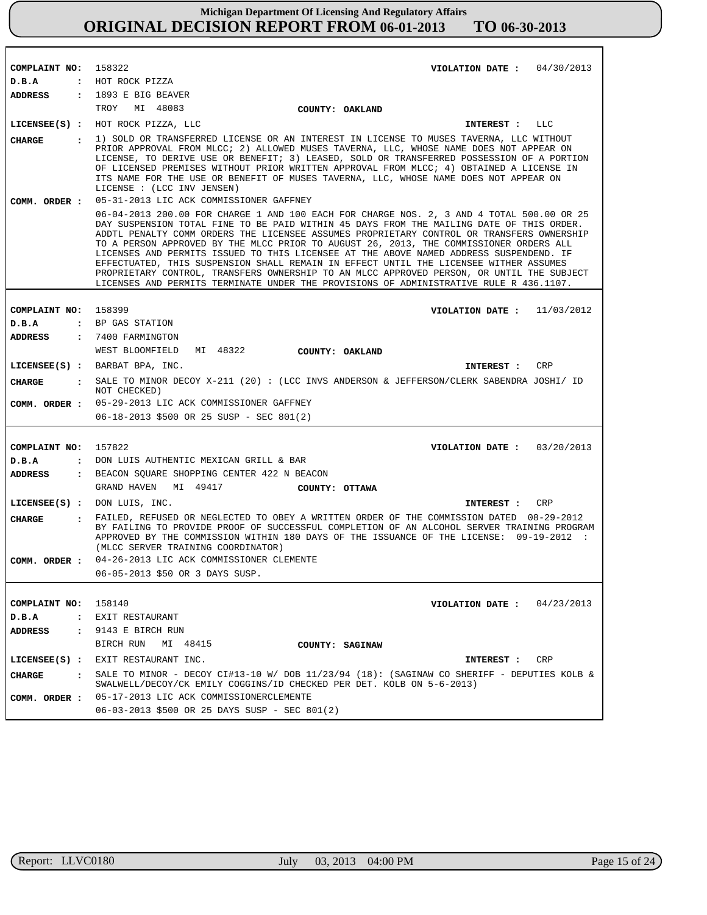**Michigan Department Of Licensing And Regulatory Affairs**
**ORIGINAL DECISION REPORT FROM 06-01-2013 TO 06-30-2013**

---

**COMPLAINT NO:** 158322 **VIOLATION DATE :** 04/30/2013
**D.B.A :** HOT ROCK PIZZA
**ADDRESS :** 1893 E BIG BEAVER
TROY MI 48083 **COUNTY: OAKLAND**
**LICENSEE(S) :** HOT ROCK PIZZA, LLC **INTEREST :** LLC
**CHARGE :** 1) SOLD OR TRANSFERRED LICENSE OR AN INTEREST IN LICENSE TO MUSES TAVERNA, LLC WITHOUT PRIOR APPROVAL FROM MLCC; 2) ALLOWED MUSES TAVERNA, LLC, WHOSE NAME DOES NOT APPEAR ON LICENSE, TO DERIVE USE OR BENEFIT; 3) LEASED, SOLD OR TRANSFERRED POSSESSION OF A PORTION OF LICENSED PREMISES WITHOUT PRIOR WRITTEN APPROVAL FROM MLCC; 4) OBTAINED A LICENSE IN ITS NAME FOR THE USE OR BENEFIT OF MUSES TAVERNA, LLC, WHOSE NAME DOES NOT APPEAR ON LICENSE : (LCC INV JENSEN)
**COMM. ORDER :** 05-31-2013 LIC ACK COMMISSIONER GAFFNEY
06-04-2013 200.00 FOR CHARGE 1 AND 100 EACH FOR CHARGE NOS. 2, 3 AND 4 TOTAL 500.00 OR 25 DAY SUSPENSION TOTAL FINE TO BE PAID WITHIN 45 DAYS FROM THE MAILING DATE OF THIS ORDER. ADDTL PENALTY COMM ORDERS THE LICENSEE ASSUMES PROPRIETARY CONTROL OR TRANSFERS OWNERSHIP TO A PERSON APPROVED BY THE MLCC PRIOR TO AUGUST 26, 2013, THE COMMISSIONER ORDERS ALL LICENSES AND PERMITS ISSUED TO THIS LICENSEE AT THE ABOVE NAMED ADDRESS SUSPENDEND. IF EFFECTUATED, THIS SUSPENSION SHALL REMAIN IN EFFECT UNTIL THE LICENSEE WITHER ASSUMES PROPRIETARY CONTROL, TRANSFERS OWNERSHIP TO AN MLCC APPROVED PERSON, OR UNTIL THE SUBJECT LICENSES AND PERMITS TERMINATE UNDER THE PROVISIONS OF ADMINISTRATIVE RULE R 436.1107.

---

**COMPLAINT NO:** 158399 **VIOLATION DATE :** 11/03/2012
**D.B.A :** BP GAS STATION
**ADDRESS :** 7400 FARMINGTON
WEST BLOOMFIELD MI 48322 **COUNTY: OAKLAND**
**LICENSEE(S) :** BARBAT BPA, INC. **INTEREST :** CRP
**CHARGE :** SALE TO MINOR DECOY X-211 (20) : (LCC INVS ANDERSON & JEFFERSON/CLERK SABENDRA JOSHI/ ID NOT CHECKED)
**COMM. ORDER :** 05-29-2013 LIC ACK COMMISSIONER GAFFNEY
06-18-2013 $500 OR 25 SUSP - SEC 801(2)

---

**COMPLAINT NO:** 157822 **VIOLATION DATE :** 03/20/2013
**D.B.A :** DON LUIS AUTHENTIC MEXICAN GRILL & BAR
**ADDRESS :** BEACON SQUARE SHOPPING CENTER 422 N BEACON
GRAND HAVEN MI 49417 **COUNTY: OTTAWA**
**LICENSEE(S) :** DON LUIS, INC. **INTEREST :** CRP
**CHARGE :** FAILED, REFUSED OR NEGLECTED TO OBEY A WRITTEN ORDER OF THE COMMISSION DATED 08-29-2012 BY FAILING TO PROVIDE PROOF OF SUCCESSFUL COMPLETION OF AN ALCOHOL SERVER TRAINING PROGRAM APPROVED BY THE COMMISSION WITHIN 180 DAYS OF THE ISSUANCE OF THE LICENSE: 09-19-2012 : (MLCC SERVER TRAINING COORDINATOR)
**COMM. ORDER :** 04-26-2013 LIC ACK COMMISSIONER CLEMENTE
06-05-2013 $50 OR 3 DAYS SUSP.

---

**COMPLAINT NO:** 158140 **VIOLATION DATE :** 04/23/2013
**D.B.A :** EXIT RESTAURANT
**ADDRESS :** 9143 E BIRCH RUN
BIRCH RUN MI 48415 **COUNTY: SAGINAW**
**LICENSEE(S) :** EXIT RESTAURANT INC. **INTEREST :** CRP
**CHARGE :** SALE TO MINOR - DECOY CI#13-10 W/ DOB 11/23/94 (18): (SAGINAW CO SHERIFF - DEPUTIES KOLB & SWALWELL/DECOY/CK EMILY COGGINS/ID CHECKED PER DET. KOLB ON 5-6-2013)
**COMM. ORDER :** 05-17-2013 LIC ACK COMMISSIONERCLEMENTE
06-03-2013 $500 OR 25 DAYS SUSP - SEC 801(2)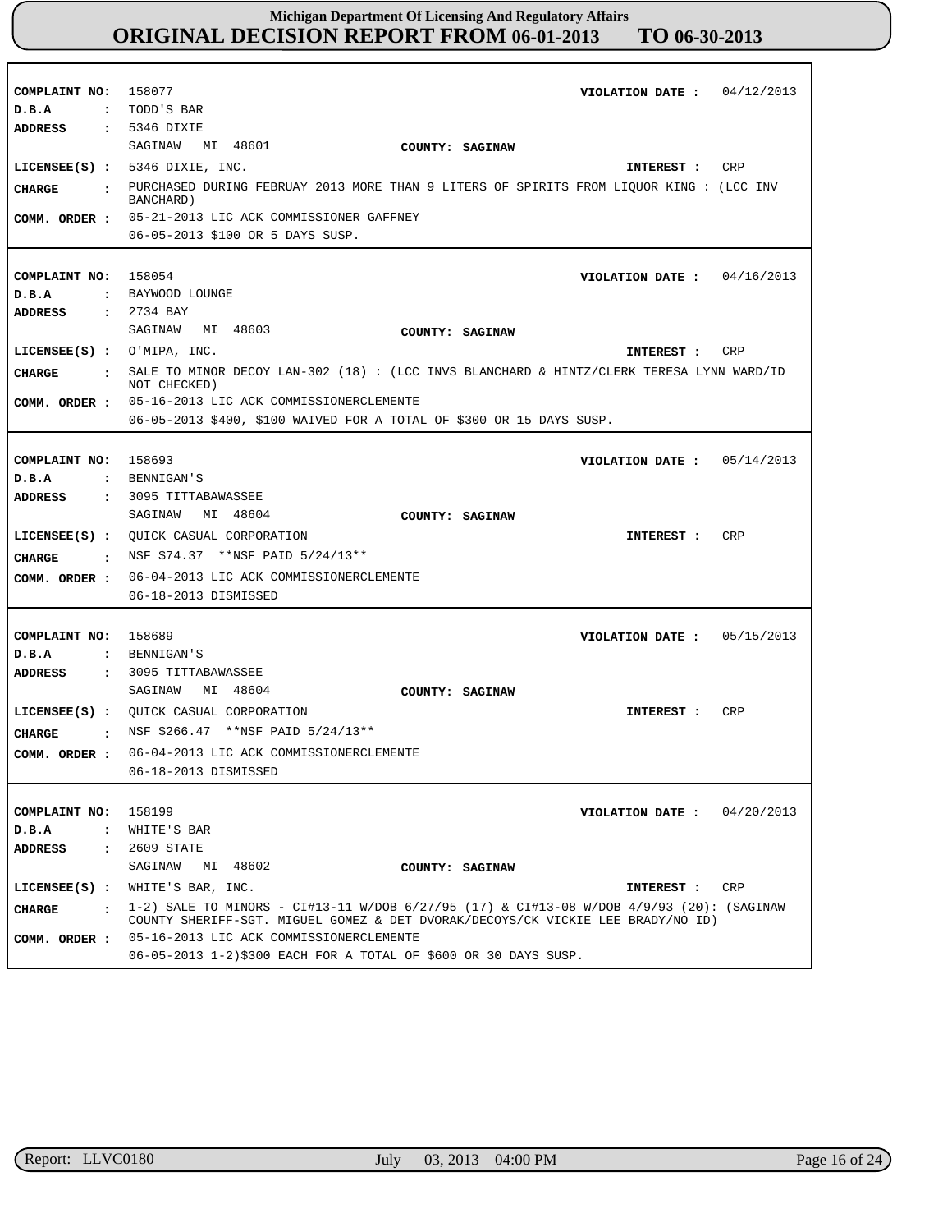# Michigan Department Of Licensing And Regulatory Affairs
## ORIGINAL DECISION REPORT FROM 06-01-2013 TO 06-30-2013

---

**COMPLAINT NO:** 158077 **VIOLATION DATE :** 04/12/2013
**D.B.A :** TODD'S BAR
**ADDRESS :** 5346 DIXIE
SAGINAW MI 48601 **COUNTY: SAGINAW**
**LICENSEE(S) :** 5346 DIXIE, INC. **INTEREST :** CRP
**CHARGE :** PURCHASED DURING FEBRUAY 2013 MORE THAN 9 LITERS OF SPIRITS FROM LIQUOR KING : (LCC INV BANCHARD)
**COMM. ORDER :** 05-21-2013 LIC ACK COMMISSIONER GAFFNEY
06-05-2013 $100 OR 5 DAYS SUSP.

---

**COMPLAINT NO:** 158054 **VIOLATION DATE :** 04/16/2013
**D.B.A :** BAYWOOD LOUNGE
**ADDRESS :** 2734 BAY
SAGINAW MI 48603 **COUNTY: SAGINAW**
**LICENSEE(S) :** O'MIPA, INC. **INTEREST :** CRP
**CHARGE :** SALE TO MINOR DECOY LAN-302 (18) : (LCC INVS BLANCHARD & HINTZ/CLERK TERESA LYNN WARD/ID NOT CHECKED)
**COMM. ORDER :** 05-16-2013 LIC ACK COMMISSIONERCLEMENTE
06-05-2013 $400, $100 WAIVED FOR A TOTAL OF $300 OR 15 DAYS SUSP.

---

**COMPLAINT NO:** 158693 **VIOLATION DATE :** 05/14/2013
**D.B.A :** BENNIGAN'S
**ADDRESS :** 3095 TITTABAWASSEE
SAGINAW MI 48604 **COUNTY: SAGINAW**
**LICENSEE(S) :** QUICK CASUAL CORPORATION **INTEREST :** CRP
**CHARGE :** NSF $74.37 **NSF PAID 5/24/13**
**COMM. ORDER :** 06-04-2013 LIC ACK COMMISSIONERCLEMENTE
06-18-2013 DISMISSED

---

**COMPLAINT NO:** 158689 **VIOLATION DATE :** 05/15/2013
**D.B.A :** BENNIGAN'S
**ADDRESS :** 3095 TITTABAWASSEE
SAGINAW MI 48604 **COUNTY: SAGINAW**
**LICENSEE(S) :** QUICK CASUAL CORPORATION **INTEREST :** CRP
**CHARGE :** NSF $266.47 **NSF PAID 5/24/13**
**COMM. ORDER :** 06-04-2013 LIC ACK COMMISSIONERCLEMENTE
06-18-2013 DISMISSED

---

**COMPLAINT NO:** 158199 **VIOLATION DATE :** 04/20/2013
**D.B.A :** WHITE'S BAR
**ADDRESS :** 2609 STATE
SAGINAW MI 48602 **COUNTY: SAGINAW**
**LICENSEE(S) :** WHITE'S BAR, INC. **INTEREST :** CRP
**CHARGE :** 1-2) SALE TO MINORS - CI#13-11 W/DOB 6/27/95 (17) & CI#13-08 W/DOB 4/9/93 (20): (SAGINAW COUNTY SHERIFF-SGT. MIGUEL GOMEZ & DET DVORAK/DECOYS/CK VICKIE LEE BRADY/NO ID)
**COMM. ORDER :** 05-16-2013 LIC ACK COMMISSIONERCLEMENTE
06-05-2013 1-2)$300 EACH FOR A TOTAL OF $600 OR 30 DAYS SUSP.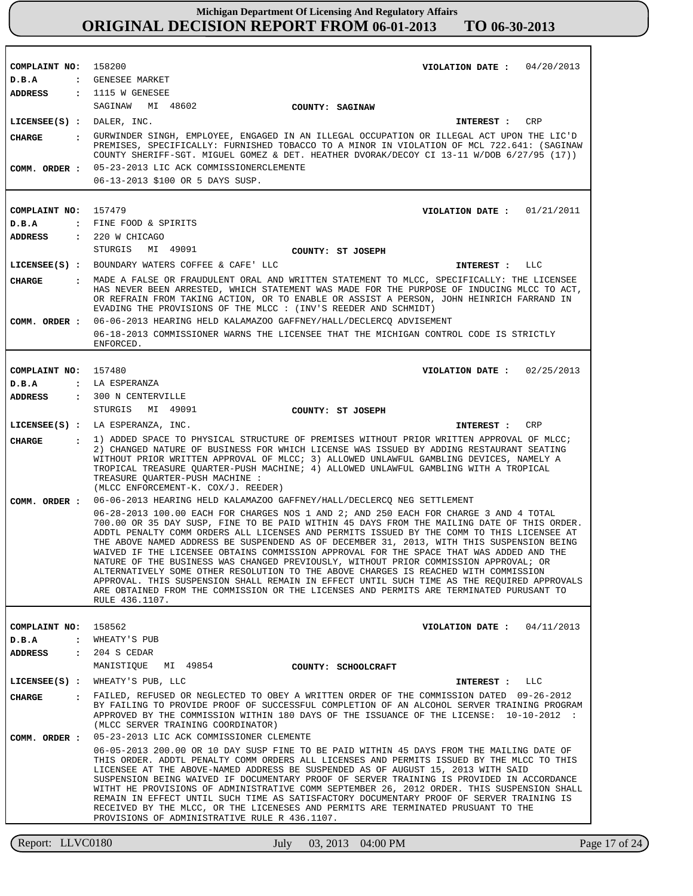# Michigan Department Of Licensing And Regulatory Affairs
## ORIGINAL DECISION REPORT FROM 06-01-2013 TO 06-30-2013

**COMPLAINT NO:** 158200 **VIOLATION DATE :** 04/20/2013
**D.B.A :** GENESEE MARKET
**ADDRESS :** 1115 W GENESEE
SAGINAW MI 48602 **COUNTY: SAGINAW**
**LICENSEE(S) :** DALER, INC. **INTEREST :** CRP
**CHARGE :** GURWINDER SINGH, EMPLOYEE, ENGAGED IN AN ILLEGAL OCCUPATION OR ILLEGAL ACT UPON THE LIC'D PREMISES, SPECIFICALLY: FURNISHED TOBACCO TO A MINOR IN VIOLATION OF MCL 722.641: (SAGINAW COUNTY SHERIFF-SGT. MIGUEL GOMEZ & DET. HEATHER DVORAK/DECOY CI 13-11 W/DOB 6/27/95 (17))
**COMM. ORDER :** 05-23-2013 LIC ACK COMMISSIONERCLEMENTE
06-13-2013 $100 OR 5 DAYS SUSP.

---

**COMPLAINT NO:** 157479 **VIOLATION DATE :** 01/21/2011
**D.B.A :** FINE FOOD & SPIRITS
**ADDRESS :** 220 W CHICAGO
STURGIS MI 49091 **COUNTY: ST JOSEPH**
**LICENSEE(S) :** BOUNDARY WATERS COFFEE & CAFE' LLC **INTEREST :** LLC
**CHARGE :** MADE A FALSE OR FRAUDULENT ORAL AND WRITTEN STATEMENT TO MLCC, SPECIFICALLY: THE LICENSEE HAS NEVER BEEN ARRESTED, WHICH STATEMENT WAS MADE FOR THE PURPOSE OF INDUCING MLCC TO ACT, OR REFRAIN FROM TAKING ACTION, OR TO ENABLE OR ASSIST A PERSON, JOHN HEINRICH FARRAND IN EVADING THE PROVISIONS OF THE MLCC : (INV'S REEDER AND SCHMIDT)
**COMM. ORDER :** 06-06-2013 HEARING HELD KALAMAZOO GAFFNEY/HALL/DECLERCQ ADVISEMENT
06-18-2013 COMMISSIONER WARNS THE LICENSEE THAT THE MICHIGAN CONTROL CODE IS STRICTLY ENFORCED.

---

**COMPLAINT NO:** 157480 **VIOLATION DATE :** 02/25/2013
**D.B.A :** LA ESPERANZA
**ADDRESS :** 300 N CENTERVILLE
STURGIS MI 49091 **COUNTY: ST JOSEPH**
**LICENSEE(S) :** LA ESPERANZA, INC. **INTEREST :** CRP
**CHARGE :** 1) ADDED SPACE TO PHYSICAL STRUCTURE OF PREMISES WITHOUT PRIOR WRITTEN APPROVAL OF MLCC; 2) CHANGED NATURE OF BUSINESS FOR WHICH LICENSE WAS ISSUED BY ADDING RESTAURANT SEATING WITHOUT PRIOR WRITTEN APPROVAL OF MLCC; 3) ALLOWED UNLAWFUL GAMBLING DEVICES, NAMELY A TROPICAL TREASURE QUARTER-PUSH MACHINE; 4) ALLOWED UNLAWFUL GAMBLING WITH A TROPICAL TREASURE QUARTER-PUSH MACHINE :
(MLCC ENFORCEMENT-K. COX/J. REEDER)
**COMM. ORDER :** 06-06-2013 HEARING HELD KALAMAZOO GAFFNEY/HALL/DECLERCQ NEG SETTLEMENT
06-28-2013 100.00 EACH FOR CHARGES NOS 1 AND 2; AND 250 EACH FOR CHARGE 3 AND 4 TOTAL 700.00 OR 35 DAY SUSP, FINE TO BE PAID WITHIN 45 DAYS FROM THE MAILING DATE OF THIS ORDER. ADDTL PENALTY COMM ORDERS ALL LICENSES AND PERMITS ISSUED BY THE COMM TO THIS LICENSEE AT THE ABOVE NAMED ADDRESS BE SUSPENDEND AS OF DECEMBER 31, 2013, WITH THIS SUSPENSION BEING WAIVED IF THE LICENSEE OBTAINS COMMISSION APPROVAL FOR THE SPACE THAT WAS ADDED AND THE NATURE OF THE BUSINESS WAS CHANGED PREVIOUSLY, WITHOUT PRIOR COMMISSION APPROVAL; OR ALTERNATIVELY SOME OTHER RESOLUTION TO THE ABOVE CHARGES IS REACHED WITH COMMISSION APPROVAL. THIS SUSPENSION SHALL REMAIN IN EFFECT UNTIL SUCH TIME AS THE REQUIRED APPROVALS ARE OBTAINED FROM THE COMMISSION OR THE LICENSES AND PERMITS ARE TERMINATED PURUSANT TO RULE 436.1107.

---

**COMPLAINT NO:** 158562 **VIOLATION DATE :** 04/11/2013
**D.B.A :** WHEATY'S PUB
**ADDRESS :** 204 S CEDAR
MANISTIQUE MI 49854 **COUNTY: SCHOOLCRAFT**
**LICENSEE(S) :** WHEATY'S PUB, LLC **INTEREST :** LLC
**CHARGE :** FAILED, REFUSED OR NEGLECTED TO OBEY A WRITTEN ORDER OF THE COMMISSION DATED 09-26-2012 BY FAILING TO PROVIDE PROOF OF SUCCESSFUL COMPLETION OF AN ALCOHOL SERVER TRAINING PROGRAM APPROVED BY THE COMMISSION WITHIN 180 DAYS OF THE ISSUANCE OF THE LICENSE: 10-10-2012 : (MLCC SERVER TRAINING COORDINATOR)
**COMM. ORDER :** 05-23-2013 LIC ACK COMMISSIONER CLEMENTE
06-05-2013 200.00 OR 10 DAY SUSP FINE TO BE PAID WITHIN 45 DAYS FROM THE MAILING DATE OF THIS ORDER. ADDTL PENALTY COMM ORDERS ALL LICENSES AND PERMITS ISSUED BY THE MLCC TO THIS LICENSEE AT THE ABOVE-NAMED ADDRESS BE SUSPENDED AS OF AUGUST 15, 2013 WITH SAID SUSPENSION BEING WAIVED IF DOCUMENTARY PROOF OF SERVER TRAINING IS PROVIDED IN ACCORDANCE WITHT HE PROVISIONS OF ADMINISTRATIVE COMM SEPTEMBER 26, 2012 ORDER. THIS SUSPENSION SHALL REMAIN IN EFFECT UNTIL SUCH TIME AS SATISFACTORY DOCUMENTARY PROOF OF SERVER TRAINING IS RECEIVED BY THE MLCC, OR THE LICENESES AND PERMITS ARE TERMINATED PRUSUANT TO THE PROVISIONS OF ADMINISTRATIVE RULE R 436.1107.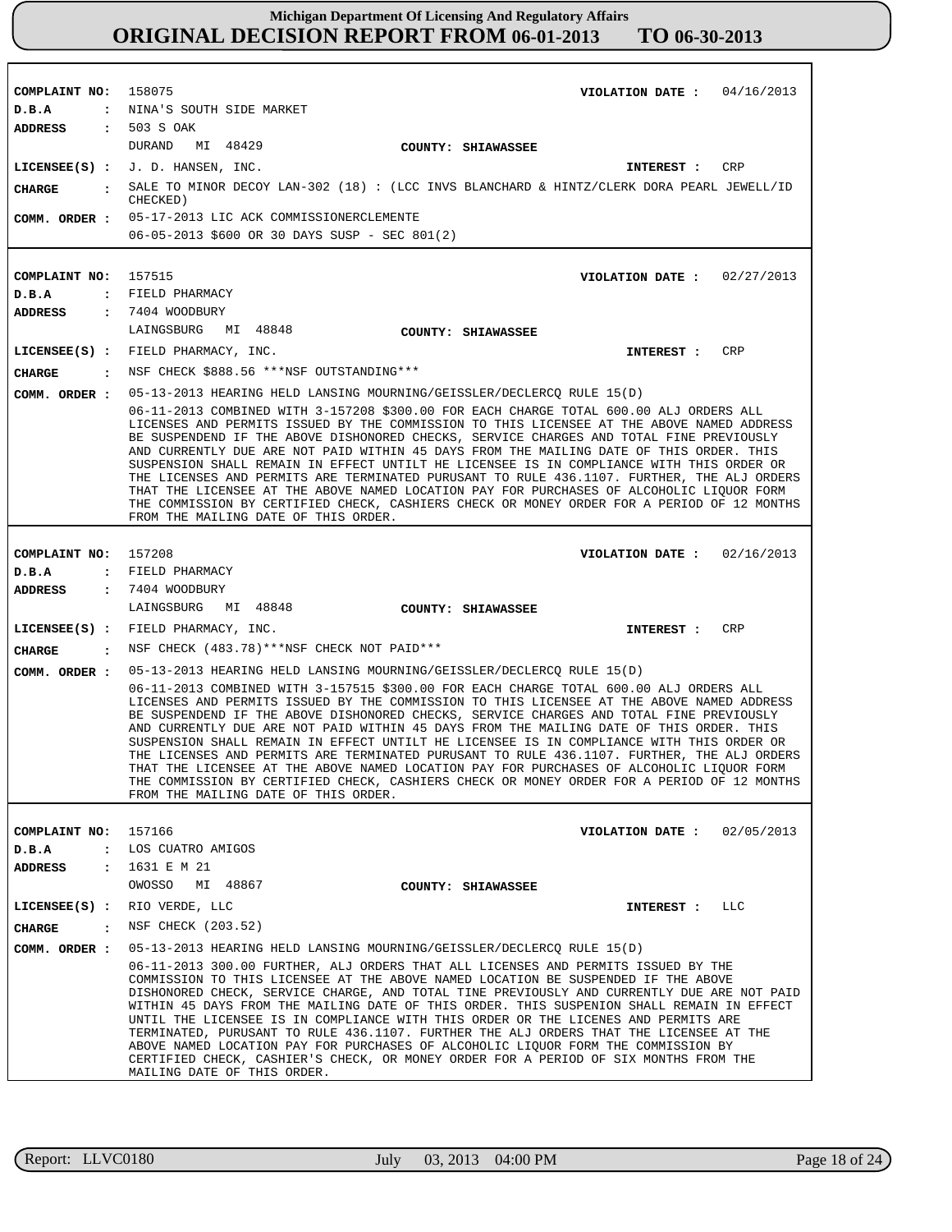# Michigan Department Of Licensing And Regulatory Affairs

## ORIGINAL DECISION REPORT FROM 06-01-2013 TO 06-30-2013

---

**COMPLAINT NO:** 158075 **VIOLATION DATE :** 04/16/2013

**D.B.A :** NINA'S SOUTH SIDE MARKET

**ADDRESS :** 503 S OAK
DURAND MI 48429 **COUNTY: SHIAWASSEE**

**LICENSEE(S) :** J. D. HANSEN, INC. **INTEREST :** CRP

**CHARGE :** SALE TO MINOR DECOY LAN-302 (18) : (LCC INVS BLANCHARD & HINTZ/CLERK DORA PEARL JEWELL/ID CHECKED)

**COMM. ORDER :** 05-17-2013 LIC ACK COMMISSIONERCLEMENTE
06-05-2013 $600 OR 30 DAYS SUSP - SEC 801(2)

---

**COMPLAINT NO:** 157515 **VIOLATION DATE :** 02/27/2013

**D.B.A :** FIELD PHARMACY

**ADDRESS :** 7404 WOODBURY
LAINGSBURG MI 48848 **COUNTY: SHIAWASSEE**

**LICENSEE(S) :** FIELD PHARMACY, INC. **INTEREST :** CRP

**CHARGE :** NSF CHECK $888.56 ***NSF OUTSTANDING***

**COMM. ORDER :** 05-13-2013 HEARING HELD LANSING MOURNING/GEISSLER/DECLERCQ RULE 15(D)
06-11-2013 COMBINED WITH 3-157208 $300.00 FOR EACH CHARGE TOTAL 600.00 ALJ ORDERS ALL LICENSES AND PERMITS ISSUED BY THE COMMISSION TO THIS LICENSEE AT THE ABOVE NAMED ADDRESS BE SUSPENDEND IF THE ABOVE DISHONORED CHECKS, SERVICE CHARGES AND TOTAL FINE PREVIOUSLY AND CURRENTLY DUE ARE NOT PAID WITHIN 45 DAYS FROM THE MAILING DATE OF THIS ORDER. THIS SUSPENSION SHALL REMAIN IN EFFECT UNTILT HE LICENSEE IS IN COMPLIANCE WITH THIS ORDER OR THE LICENSES AND PERMITS ARE TERMINATED PURUSANT TO RULE 436.1107. FURTHER, THE ALJ ORDERS THAT THE LICENSEE AT THE ABOVE NAMED LOCATION PAY FOR PURCHASES OF ALCOHOLIC LIQUOR FORM THE COMMISSION BY CERTIFIED CHECK, CASHIERS CHECK OR MONEY ORDER FOR A PERIOD OF 12 MONTHS FROM THE MAILING DATE OF THIS ORDER.

---

**COMPLAINT NO:** 157208 **VIOLATION DATE :** 02/16/2013

**D.B.A :** FIELD PHARMACY

**ADDRESS :** 7404 WOODBURY
LAINGSBURG MI 48848 **COUNTY: SHIAWASSEE**

**LICENSEE(S) :** FIELD PHARMACY, INC. **INTEREST :** CRP

**CHARGE :** NSF CHECK (483.78)***NSF CHECK NOT PAID***

**COMM. ORDER :** 05-13-2013 HEARING HELD LANSING MOURNING/GEISSLER/DECLERCQ RULE 15(D)
06-11-2013 COMBINED WITH 3-157515 $300.00 FOR EACH CHARGE TOTAL 600.00 ALJ ORDERS ALL LICENSES AND PERMITS ISSUED BY THE COMMISSION TO THIS LICENSEE AT THE ABOVE NAMED ADDRESS BE SUSPENDEND IF THE ABOVE DISHONORED CHECKS, SERVICE CHARGES AND TOTAL FINE PREVIOUSLY AND CURRENTLY DUE ARE NOT PAID WITHIN 45 DAYS FROM THE MAILING DATE OF THIS ORDER. THIS SUSPENSION SHALL REMAIN IN EFFECT UNTILT HE LICENSEE IS IN COMPLIANCE WITH THIS ORDER OR THE LICENSES AND PERMITS ARE TERMINATED PURUSANT TO RULE 436.1107. FURTHER, THE ALJ ORDERS THAT THE LICENSEE AT THE ABOVE NAMED LOCATION PAY FOR PURCHASES OF ALCOHOLIC LIQUOR FORM THE COMMISSION BY CERTIFIED CHECK, CASHIERS CHECK OR MONEY ORDER FOR A PERIOD OF 12 MONTHS FROM THE MAILING DATE OF THIS ORDER.

---

**COMPLAINT NO:** 157166 **VIOLATION DATE :** 02/05/2013

**D.B.A :** LOS CUATRO AMIGOS

**ADDRESS :** 1631 E M 21
OWOSSO MI 48867 **COUNTY: SHIAWASSEE**

**LICENSEE(S) :** RIO VERDE, LLC **INTEREST :** LLC

**CHARGE :** NSF CHECK (203.52)

**COMM. ORDER :** 05-13-2013 HEARING HELD LANSING MOURNING/GEISSLER/DECLERCQ RULE 15(D)
06-11-2013 300.00 FURTHER, ALJ ORDERS THAT ALL LICENSES AND PERMITS ISSUED BY THE COMMISSION TO THIS LICENSEE AT THE ABOVE NAMED LOCATION BE SUSPENDED IF THE ABOVE DISHONORED CHECK, SERVICE CHARGE, AND TOTAL TINE PREVIOUSLY AND CURRENTLY DUE ARE NOT PAID WITHIN 45 DAYS FROM THE MAILING DATE OF THIS ORDER. THIS SUSPENION SHALL REMAIN IN EFFECT UNTIL THE LICENSEE IS IN COMPLIANCE WITH THIS ORDER OR THE LICENES AND PERMITS ARE TERMINATED, PURUSANT TO RULE 436.1107. FURTHER THE ALJ ORDERS THAT THE LICENSEE AT THE ABOVE NAMED LOCATION PAY FOR PURCHASES OF ALCOHOLIC LIQUOR FORM THE COMMISSION BY CERTIFIED CHECK, CASHIER'S CHECK, OR MONEY ORDER FOR A PERIOD OF SIX MONTHS FROM THE MAILING DATE OF THIS ORDER.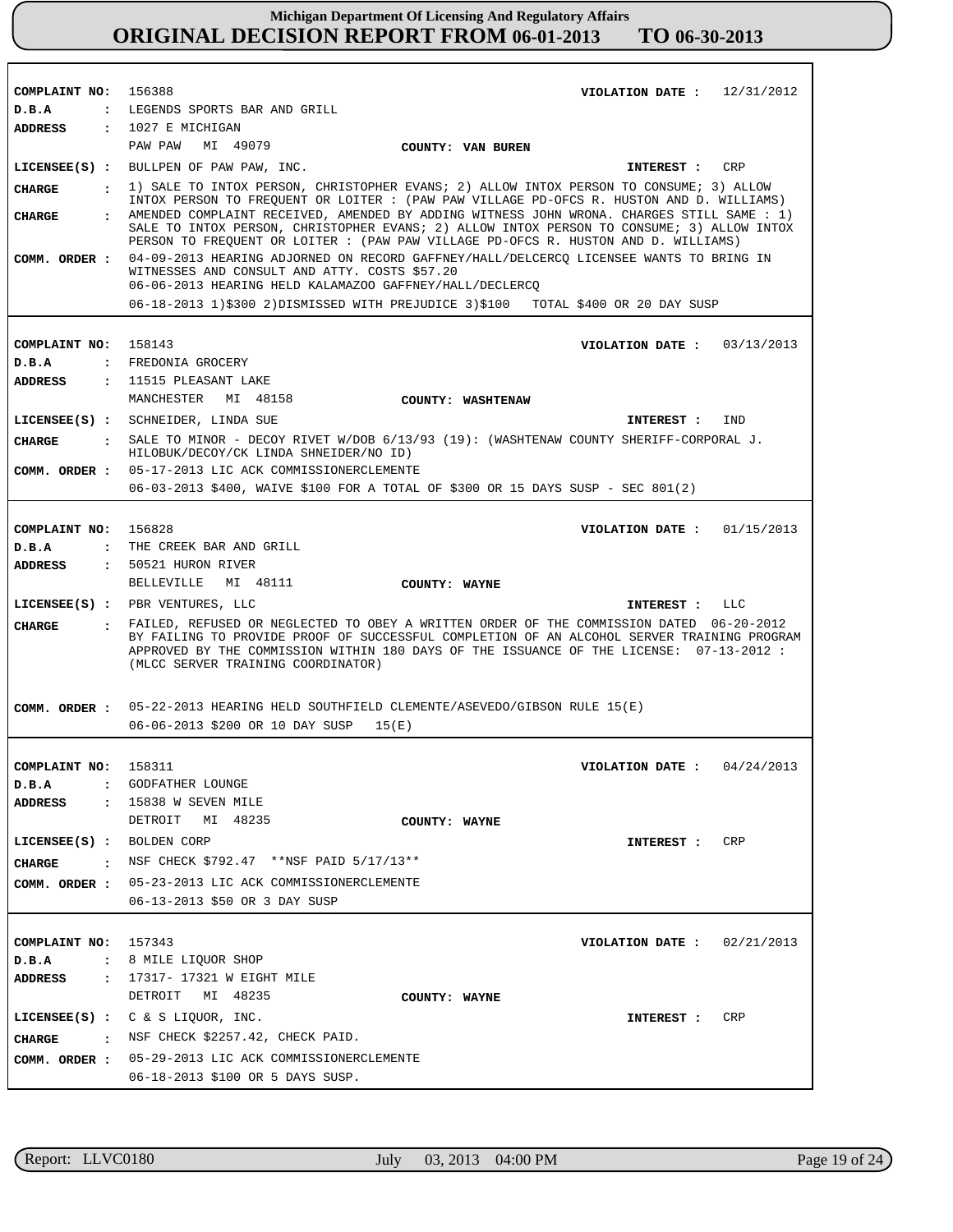# Michigan Department Of Licensing And Regulatory Affairs
## ORIGINAL DECISION REPORT FROM 06-01-2013 TO 06-30-2013

---

**COMPLAINT NO:** 156388 **VIOLATION DATE :** 12/31/2012
**D.B.A :** LEGENDS SPORTS BAR AND GRILL
**ADDRESS :** 1027 E MICHIGAN
PAW PAW MI 49079 **COUNTY: VAN BUREN**
**LICENSEE(S) :** BULLPEN OF PAW PAW, INC. **INTEREST :** CRP
**CHARGE :** 1) SALE TO INTOX PERSON, CHRISTOPHER EVANS; 2) ALLOW INTOX PERSON TO CONSUME; 3) ALLOW INTOX PERSON TO FREQUENT OR LOITER : (PAW PAW VILLAGE PD-OFCS R. HUSTON AND D. WILLIAMS)
**CHARGE :** AMENDED COMPLAINT RECEIVED, AMENDED BY ADDING WITNESS JOHN WRONA. CHARGES STILL SAME : 1) SALE TO INTOX PERSON, CHRISTOPHER EVANS; 2) ALLOW INTOX PERSON TO CONSUME; 3) ALLOW INTOX PERSON TO FREQUENT OR LOITER : (PAW PAW VILLAGE PD-OFCS R. HUSTON AND D. WILLIAMS)
**COMM. ORDER :** 04-09-2013 HEARING ADJORNED ON RECORD GAFFNEY/HALL/DELCERCQ LICENSEE WANTS TO BRING IN WITNESSES AND CONSULT AND ATTY. COSTS $57.20
06-06-2013 HEARING HELD KALAMAZOO GAFFNEY/HALL/DECLERCQ
06-18-2013 1)$300 2)DISMISSED WITH PREJUDICE 3)$100 TOTAL $400 OR 20 DAY SUSP

---

**COMPLAINT NO:** 158143 **VIOLATION DATE :** 03/13/2013
**D.B.A :** FREDONIA GROCERY
**ADDRESS :** 11515 PLEASANT LAKE
MANCHESTER MI 48158 **COUNTY: WASHTENAW**
**LICENSEE(S) :** SCHNEIDER, LINDA SUE **INTEREST :** IND
**CHARGE :** SALE TO MINOR - DECOY RIVET W/DOB 6/13/93 (19): (WASHTENAW COUNTY SHERIFF-CORPORAL J. HILOBUK/DECOY/CK LINDA SHNEIDER/NO ID)
**COMM. ORDER :** 05-17-2013 LIC ACK COMMISSIONERCLEMENTE
06-03-2013 $400, WAIVE $100 FOR A TOTAL OF $300 OR 15 DAYS SUSP - SEC 801(2)

---

**COMPLAINT NO:** 156828 **VIOLATION DATE :** 01/15/2013
**D.B.A :** THE CREEK BAR AND GRILL
**ADDRESS :** 50521 HURON RIVER
BELLEVILLE MI 48111 **COUNTY: WAYNE**
**LICENSEE(S) :** PBR VENTURES, LLC **INTEREST :** LLC
**CHARGE :** FAILED, REFUSED OR NEGLECTED TO OBEY A WRITTEN ORDER OF THE COMMISSION DATED 06-20-2012 BY FAILING TO PROVIDE PROOF OF SUCCESSFUL COMPLETION OF AN ALCOHOL SERVER TRAINING PROGRAM APPROVED BY THE COMMISSION WITHIN 180 DAYS OF THE ISSUANCE OF THE LICENSE: 07-13-2012 : (MLCC SERVER TRAINING COORDINATOR)
**COMM. ORDER :** 05-22-2013 HEARING HELD SOUTHFIELD CLEMENTE/ASEVEDO/GIBSON RULE 15(E)
06-06-2013 $200 OR 10 DAY SUSP 15(E)

---

**COMPLAINT NO:** 158311 **VIOLATION DATE :** 04/24/2013
**D.B.A :** GODFATHER LOUNGE
**ADDRESS :** 15838 W SEVEN MILE
DETROIT MI 48235 **COUNTY: WAYNE**
**LICENSEE(S) :** BOLDEN CORP **INTEREST :** CRP
**CHARGE :** NSF CHECK $792.47 **NSF PAID 5/17/13**
**COMM. ORDER :** 05-23-2013 LIC ACK COMMISSIONERCLEMENTE
06-13-2013 $50 OR 3 DAY SUSP

---

**COMPLAINT NO:** 157343 **VIOLATION DATE :** 02/21/2013
**D.B.A :** 8 MILE LIQUOR SHOP
**ADDRESS :** 17317- 17321 W EIGHT MILE
DETROIT MI 48235 **COUNTY: WAYNE**
**LICENSEE(S) :** C & S LIQUOR, INC. **INTEREST :** CRP
**CHARGE :** NSF CHECK $2257.42, CHECK PAID.
**COMM. ORDER :** 05-29-2013 LIC ACK COMMISSIONERCLEMENTE
06-18-2013 $100 OR 5 DAYS SUSP.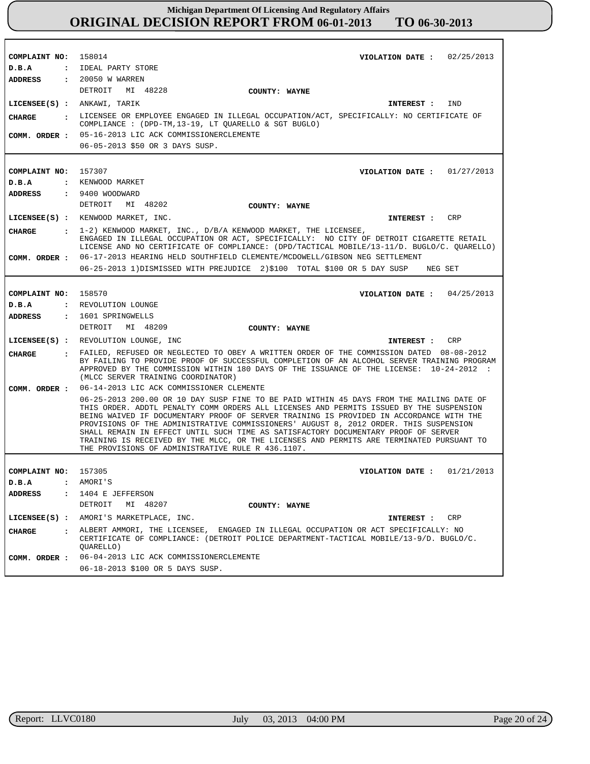| | | | |
|---|---|---|---|
| **COMPLAINT NO:** | 158014 | **VIOLATION DATE :** | 02/25/2013 |
| **D.B.A :** | IDEAL PARTY STORE | | |
| **ADDRESS :** | 20050 W WARREN<br>DETROIT MI 48228 | **COUNTY: WAYNE** | |
| **LICENSEE(S) :** | ANKAWI, TARIK | **INTEREST :** | IND |
| **CHARGE :** | LICENSEE OR EMPLOYEE ENGAGED IN ILLEGAL OCCUPATION/ACT, SPECIFICALLY: NO CERTIFICATE OF COMPLIANCE : (DPD-TM,13-19, LT QUARELLO & SGT BUGLO) | | |
| **COMM. ORDER :** | 05-16-2013 LIC ACK COMMISSIONERCLEMENTE<br>06-05-2013 $50 OR 3 DAYS SUSP. | | |

| | | | |
|---|---|---|---|
| **COMPLAINT NO:** | 157307 | **VIOLATION DATE :** | 01/27/2013 |
| **D.B.A :** | KENWOOD MARKET | | |
| **ADDRESS :** | 9400 WOODWARD<br>DETROIT MI 48202 | **COUNTY: WAYNE** | |
| **LICENSEE(S) :** | KENWOOD MARKET, INC. | **INTEREST :** | CRP |
| **CHARGE :** | 1-2) KENWOOD MARKET, INC., D/B/A KENWOOD MARKET, THE LICENSEE, ENGAGED IN ILLEGAL OCCUPATION OR ACT, SPECIFICALLY: NO CITY OF DETROIT CIGARETTE RETAIL LICENSE AND NO CERTIFICATE OF COMPLIANCE: (DPD/TACTICAL MOBILE/13-11/D. BUGLO/C. QUARELLO) | | |
| **COMM. ORDER :** | 06-17-2013 HEARING HELD SOUTHFIELD CLEMENTE/MCDOWELL/GIBSON NEG SETTLEMENT<br>06-25-2013 1)DISMISSED WITH PREJUDICE 2)$100 TOTAL $100 OR 5 DAY SUSP NEG SET | | |

| | | | |
|---|---|---|---|
| **COMPLAINT NO:** | 158570 | **VIOLATION DATE :** | 04/25/2013 |
| **D.B.A :** | REVOLUTION LOUNGE | | |
| **ADDRESS :** | 1601 SPRINGWELLS<br>DETROIT MI 48209 | **COUNTY: WAYNE** | |
| **LICENSEE(S) :** | REVOLUTION LOUNGE, INC | **INTEREST :** | CRP |
| **CHARGE :** | FAILED, REFUSED OR NEGLECTED TO OBEY A WRITTEN ORDER OF THE COMMISSION DATED 08-08-2012 BY FAILING TO PROVIDE PROOF OF SUCCESSFUL COMPLETION OF AN ALCOHOL SERVER TRAINING PROGRAM APPROVED BY THE COMMISSION WITHIN 180 DAYS OF THE ISSUANCE OF THE LICENSE: 10-24-2012 : (MLCC SERVER TRAINING COORDINATOR) | | |
| **COMM. ORDER :** | 06-14-2013 LIC ACK COMMISSIONER CLEMENTE<br>06-25-2013 200.00 OR 10 DAY SUSP FINE TO BE PAID WITHIN 45 DAYS FROM THE MAILING DATE OF THIS ORDER. ADDTL PENALTY COMM ORDERS ALL LICENSES AND PERMITS ISSUED BY THE SUSPENSION BEING WAIVED IF DOCUMENTARY PROOF OF SERVER TRAINING IS PROVIDED IN ACCORDANCE WITH THE PROVISIONS OF THE ADMINISTRATIVE COMMISSIONERS' AUGUST 8, 2012 ORDER. THIS SUSPENSION SHALL REMAIN IN EFFECT UNTIL SUCH TIME AS SATISFACTORY DOCUMENTARY PROOF OF SERVER TRAINING IS RECEIVED BY THE MLCC, OR THE LICENSES AND PERMITS ARE TERMINATED PURSUANT TO THE PROVISIONS OF ADMINISTRATIVE RULE R 436.1107. | | |

| | | | |
|---|---|---|---|
| **COMPLAINT NO:** | 157305 | **VIOLATION DATE :** | 01/21/2013 |
| **D.B.A :** | AMORI'S | | |
| **ADDRESS :** | 1404 E JEFFERSON<br>DETROIT MI 48207 | **COUNTY: WAYNE** | |
| **LICENSEE(S) :** | AMORI'S MARKETPLACE, INC. | **INTEREST :** | CRP |
| **CHARGE :** | ALBERT AMMORI, THE LICENSEE, ENGAGED IN ILLEGAL OCCUPATION OR ACT SPECIFICALLY: NO CERTIFICATE OF COMPLIANCE: (DETROIT POLICE DEPARTMENT-TACTICAL MOBILE/13-9/D. BUGLO/C. QUARELLO) | | |
| **COMM. ORDER :** | 06-04-2013 LIC ACK COMMISSIONERCLEMENTE<br>06-18-2013 $100 OR 5 DAYS SUSP. | | |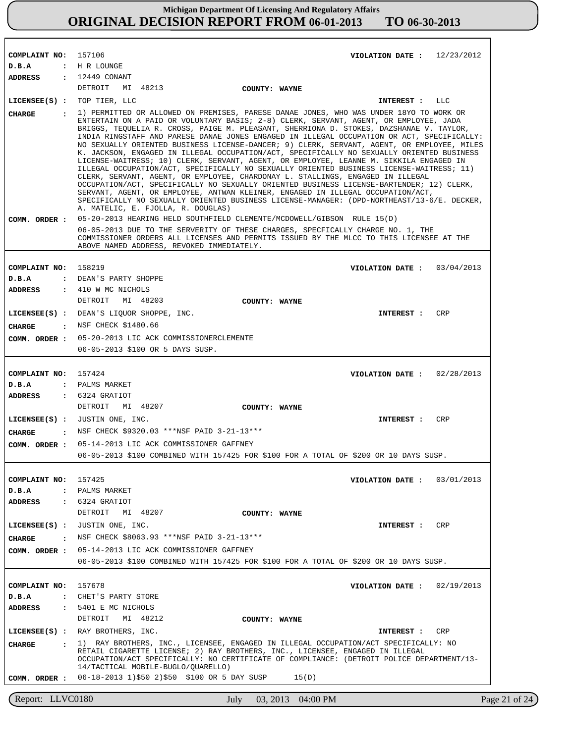**Michigan Department Of Licensing And Regulatory Affairs**
**ORIGINAL DECISION REPORT FROM 06-01-2013 TO 06-30-2013**

---

**COMPLAINT NO:** 157106 **VIOLATION DATE :** 12/23/2012
**D.B.A :** H R LOUNGE
**ADDRESS :** 12449 CONANT
DETROIT MI 48213 **COUNTY: WAYNE**
**LICENSEE(S) :** TOP TIER, LLC **INTEREST :** LLC
**CHARGE :** 1) PERMITTED OR ALLOWED ON PREMISES, PARESE DANAE JONES, WHO WAS UNDER 18YO TO WORK OR ENTERTAIN ON A PAID OR VOLUNTARY BASIS; 2-8) CLERK, SERVANT, AGENT, OR EMPLOYEE, JADA BRIGGS, TEQUELIA R. CROSS, PAIGE M. PLEASANT, SHERRIONA D. STOKES, DAZSHANAE V. TAYLOR, INDIA RINGSTAFF AND PARESE DANAE JONES ENGAGED IN ILLEGAL OCCUPATION OR ACT, SPECIFICALLY: NO SEXUALLY ORIENTED BUSINESS LICENSE-DANCER; 9) CLERK, SERVANT, AGENT, OR EMPLOYEE, MILES K. JACKSON, ENGAGED IN ILLEGAL OCCUPATION/ACT, SPECIFICALLY NO SEXUALLY ORIENTED BUSINESS LICENSE-WAITRESS; 10) CLERK, SERVANT, AGENT, OR EMPLOYEE, LEANNE M. SIKKILA ENGAGED IN ILLEGAL OCCUPATION/ACT, SPECIFICALLY NO SEXUALLY ORIENTED BUSINESS LICENSE-WAITRESS; 11) CLERK, SERVANT, AGENT, OR EMPLOYEE, CHARDONAY L. STALLINGS, ENGAGED IN ILLEGAL OCCUPATION/ACT, SPECIFICALLY NO SEXUALLY ORIENTED BUSINESS LICENSE-BARTENDER; 12) CLERK, SERVANT, AGENT, OR EMPLOYEE, ANTWAN KLEINER, ENGAGED IN ILLEGAL OCCUPATION/ACT, SPECIFICALLY NO SEXUALLY ORIENTED BUSINESS LICENSE-MANAGER: (DPD-NORTHEAST/13-6/E. DECKER, A. MATELIC, E. FJOLLA, R. DOUGLAS)
**COMM. ORDER :** 05-20-2013 HEARING HELD SOUTHFIELD CLEMENTE/MCDOWELL/GIBSON RULE 15(D)
06-05-2013 DUE TO THE SERVERITY OF THESE CHARGES, SPECFICALLY CHARGE NO. 1, THE COMMISSIONER ORDERS ALL LICENSES AND PERMITS ISSUED BY THE MLCC TO THIS LICENSEE AT THE ABOVE NAMED ADDRESS, REVOKED IMMEDIATELY.

---

**COMPLAINT NO:** 158219 **VIOLATION DATE :** 03/04/2013
**D.B.A :** DEAN'S PARTY SHOPPE
**ADDRESS :** 410 W MC NICHOLS
DETROIT MI 48203 **COUNTY: WAYNE**
**LICENSEE(S) :** DEAN'S LIQUOR SHOPPE, INC. **INTEREST :** CRP
**CHARGE :** NSF CHECK $1480.66
**COMM. ORDER :** 05-20-2013 LIC ACK COMMISSIONERCLEMENTE
06-05-2013 $100 OR 5 DAYS SUSP.

---

**COMPLAINT NO:** 157424 **VIOLATION DATE :** 02/28/2013
**D.B.A :** PALMS MARKET
**ADDRESS :** 6324 GRATIOT
DETROIT MI 48207 **COUNTY: WAYNE**
**LICENSEE(S) :** JUSTIN ONE, INC. **INTEREST :** CRP
**CHARGE :** NSF CHECK $9320.03 ***NSF PAID 3-21-13***
**COMM. ORDER :** 05-14-2013 LIC ACK COMMISSIONER GAFFNEY
06-05-2013 $100 COMBINED WITH 157425 FOR $100 FOR A TOTAL OF $200 OR 10 DAYS SUSP.

---

**COMPLAINT NO:** 157425 **VIOLATION DATE :** 03/01/2013
**D.B.A :** PALMS MARKET
**ADDRESS :** 6324 GRATIOT
DETROIT MI 48207 **COUNTY: WAYNE**
**LICENSEE(S) :** JUSTIN ONE, INC. **INTEREST :** CRP
**CHARGE :** NSF CHECK $8063.93 ***NSF PAID 3-21-13***
**COMM. ORDER :** 05-14-2013 LIC ACK COMMISSIONER GAFFNEY
06-05-2013 $100 COMBINED WITH 157425 FOR $100 FOR A TOTAL OF $200 OR 10 DAYS SUSP.

---

**COMPLAINT NO:** 157678 **VIOLATION DATE :** 02/19/2013
**D.B.A :** CHET'S PARTY STORE
**ADDRESS :** 5401 E MC NICHOLS
DETROIT MI 48212 **COUNTY: WAYNE**
**LICENSEE(S) :** RAY BROTHERS, INC. **INTEREST :** CRP
**CHARGE :** 1) RAY BROTHERS, INC., LICENSEE, ENGAGED IN ILLEGAL OCCUPATION/ACT SPECIFICALLY: NO RETAIL CIGARETTE LICENSE; 2) RAY BROTHERS, INC., LICENSEE, ENGAGED IN ILLEGAL OCCUPATION/ACT SPECIFICALLY: NO CERTIFICATE OF COMPLIANCE: (DETROIT POLICE DEPARTMENT/13-14/TACTICAL MOBILE-BUGLO/QUARELLO)
**COMM. ORDER :** 06-18-2013 1)$50 2)$50 $100 OR 5 DAY SUSP 15(D)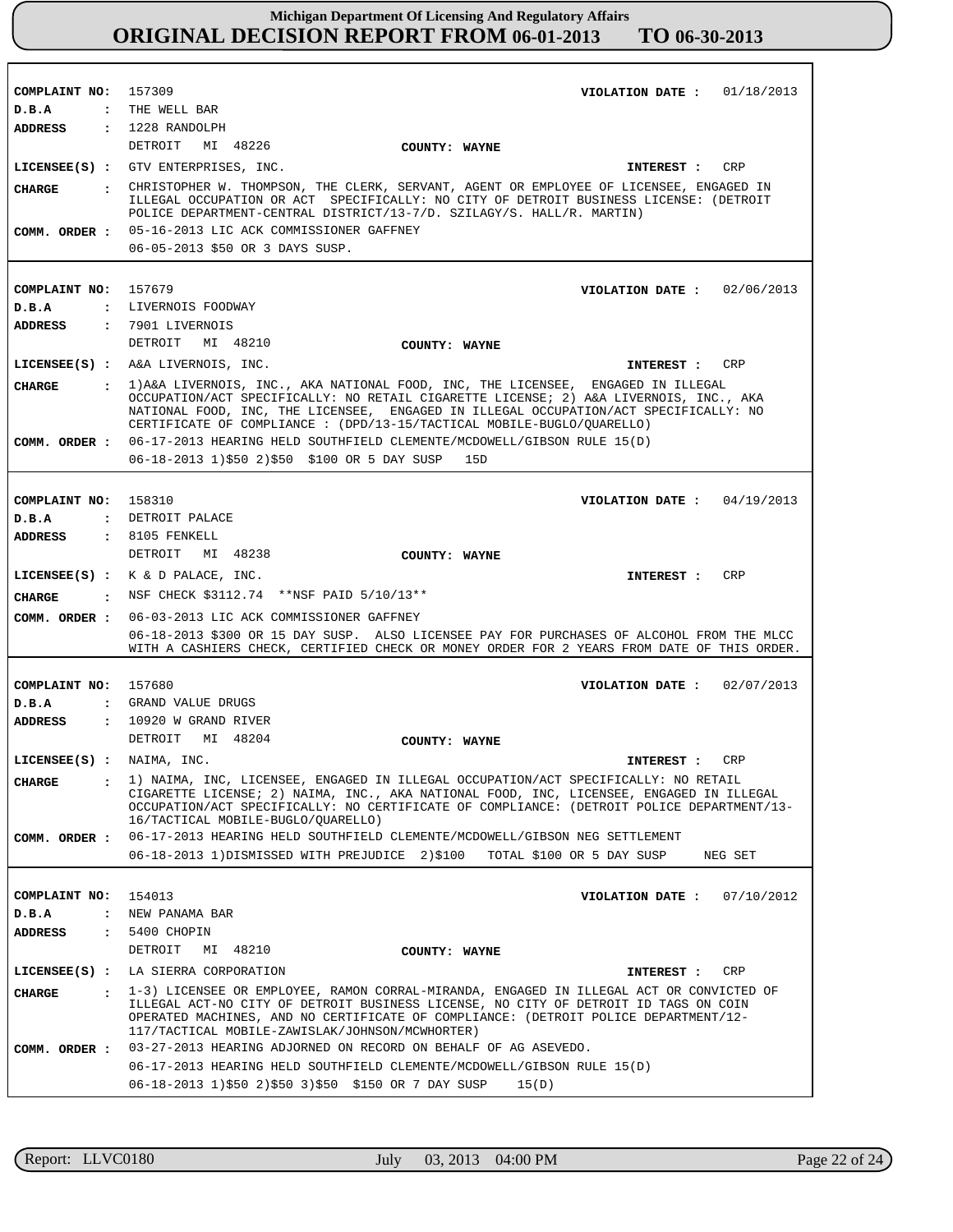# Michigan Department Of Licensing And Regulatory Affairs
## ORIGINAL DECISION REPORT FROM 06-01-2013 TO 06-30-2013

---

**COMPLAINT NO:** 157309  **VIOLATION DATE :** 01/18/2013
**D.B.A :** THE WELL BAR
**ADDRESS :** 1228 RANDOLPH
DETROIT MI 48226  **COUNTY: WAYNE**
**LICENSEE(S) :** GTV ENTERPRISES, INC.  **INTEREST :** CRP
**CHARGE :** CHRISTOPHER W. THOMPSON, THE CLERK, SERVANT, AGENT OR EMPLOYEE OF LICENSEE, ENGAGED IN ILLEGAL OCCUPATION OR ACT SPECIFICALLY: NO CITY OF DETROIT BUSINESS LICENSE: (DETROIT POLICE DEPARTMENT-CENTRAL DISTRICT/13-7/D. SZILAGY/S. HALL/R. MARTIN)
**COMM. ORDER :** 05-16-2013 LIC ACK COMMISSIONER GAFFNEY
06-05-2013 $50 OR 3 DAYS SUSP.

---

**COMPLAINT NO:** 157679  **VIOLATION DATE :** 02/06/2013
**D.B.A :** LIVERNOIS FOODWAY
**ADDRESS :** 7901 LIVERNOIS
DETROIT MI 48210  **COUNTY: WAYNE**
**LICENSEE(S) :** A&A LIVERNOIS, INC.  **INTEREST :** CRP
**CHARGE :** 1)A&A LIVERNOIS, INC., AKA NATIONAL FOOD, INC, THE LICENSEE, ENGAGED IN ILLEGAL OCCUPATION/ACT SPECIFICALLY: NO RETAIL CIGARETTE LICENSE; 2) A&A LIVERNOIS, INC., AKA NATIONAL FOOD, INC, THE LICENSEE, ENGAGED IN ILLEGAL OCCUPATION/ACT SPECIFICALLY: NO CERTIFICATE OF COMPLIANCE : (DPD/13-15/TACTICAL MOBILE-BUGLO/QUARELLO)
**COMM. ORDER :** 06-17-2013 HEARING HELD SOUTHFIELD CLEMENTE/MCDOWELL/GIBSON RULE 15(D)
06-18-2013 1)$50 2)$50 $100 OR 5 DAY SUSP 15D

---

**COMPLAINT NO:** 158310  **VIOLATION DATE :** 04/19/2013
**D.B.A :** DETROIT PALACE
**ADDRESS :** 8105 FENKELL
DETROIT MI 48238  **COUNTY: WAYNE**
**LICENSEE(S) :** K & D PALACE, INC.  **INTEREST :** CRP
**CHARGE :** NSF CHECK $3112.74 **NSF PAID 5/10/13**
**COMM. ORDER :** 06-03-2013 LIC ACK COMMISSIONER GAFFNEY
06-18-2013 $300 OR 15 DAY SUSP. ALSO LICENSEE PAY FOR PURCHASES OF ALCOHOL FROM THE MLCC WITH A CASHIERS CHECK, CERTIFIED CHECK OR MONEY ORDER FOR 2 YEARS FROM DATE OF THIS ORDER.

---

**COMPLAINT NO:** 157680  **VIOLATION DATE :** 02/07/2013
**D.B.A :** GRAND VALUE DRUGS
**ADDRESS :** 10920 W GRAND RIVER
DETROIT MI 48204  **COUNTY: WAYNE**
**LICENSEE(S) :** NAIMA, INC.  **INTEREST :** CRP
**CHARGE :** 1) NAIMA, INC, LICENSEE, ENGAGED IN ILLEGAL OCCUPATION/ACT SPECIFICALLY: NO RETAIL CIGARETTE LICENSE; 2) NAIMA, INC., AKA NATIONAL FOOD, INC, LICENSEE, ENGAGED IN ILLEGAL OCCUPATION/ACT SPECIFICALLY: NO CERTIFICATE OF COMPLIANCE: (DETROIT POLICE DEPARTMENT/13-16/TACTICAL MOBILE-BUGLO/QUARELLO)
**COMM. ORDER :** 06-17-2013 HEARING HELD SOUTHFIELD CLEMENTE/MCDOWELL/GIBSON NEG SETTLEMENT
06-18-2013 1)DISMISSED WITH PREJUDICE 2)$100 TOTAL $100 OR 5 DAY SUSP NEG SET

---

**COMPLAINT NO:** 154013  **VIOLATION DATE :** 07/10/2012
**D.B.A :** NEW PANAMA BAR
**ADDRESS :** 5400 CHOPIN
DETROIT MI 48210  **COUNTY: WAYNE**
**LICENSEE(S) :** LA SIERRA CORPORATION  **INTEREST :** CRP
**CHARGE :** 1-3) LICENSEE OR EMPLOYEE, RAMON CORRAL-MIRANDA, ENGAGED IN ILLEGAL ACT OR CONVICTED OF ILLEGAL ACT-NO CITY OF DETROIT BUSINESS LICENSE, NO CITY OF DETROIT ID TAGS ON COIN OPERATED MACHINES, AND NO CERTIFICATE OF COMPLIANCE: (DETROIT POLICE DEPARTMENT/12-117/TACTICAL MOBILE-ZAWISLAK/JOHNSON/MCWHORTER)
**COMM. ORDER :** 03-27-2013 HEARING ADJOURNED ON RECORD ON BEHALF OF AG ASEVEDO.
06-17-2013 HEARING HELD SOUTHFIELD CLEMENTE/MCDOWELL/GIBSON RULE 15(D)
06-18-2013 1)$50 2)$50 3)$50 $150 OR 7 DAY SUSP 15(D)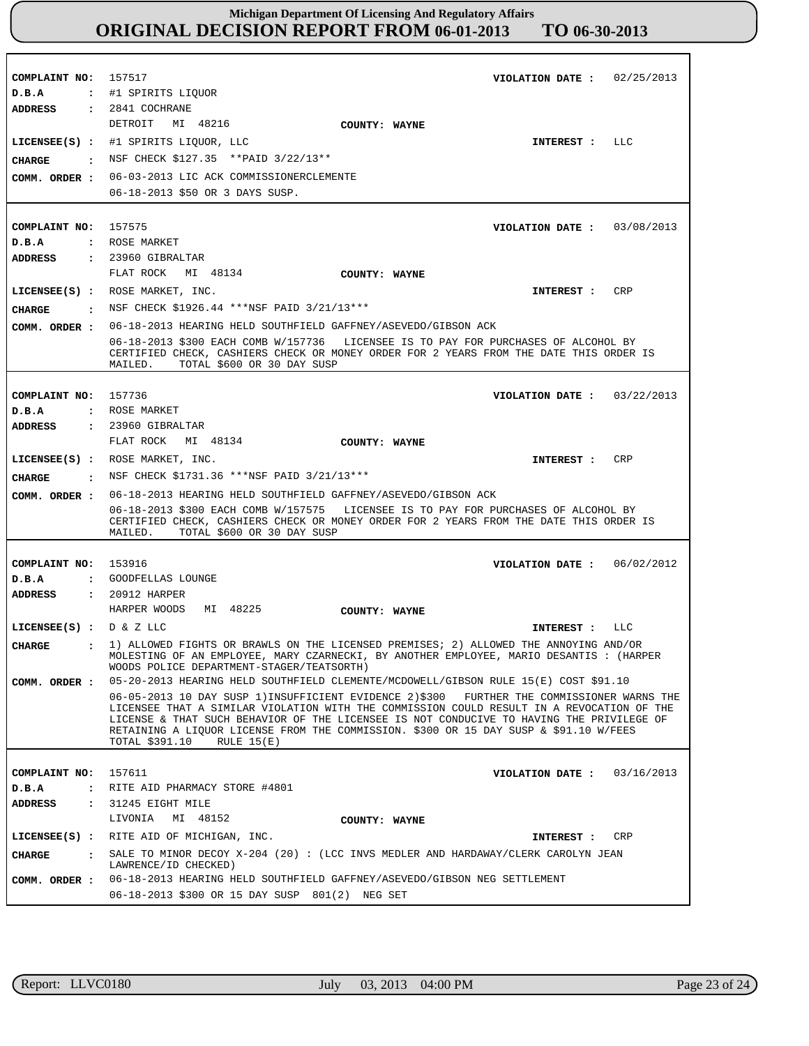# Michigan Department Of Licensing And Regulatory Affairs
## ORIGINAL DECISION REPORT FROM 06-01-2013 TO 06-30-2013

**COMPLAINT NO:** 157517 **VIOLATION DATE :** 02/25/2013
**D.B.A :** #1 SPIRITS LIQUOR
**ADDRESS :** 2841 COCHRANE
DETROIT MI 48216 **COUNTY: WAYNE**
**LICENSEE(S) :** #1 SPIRITS LIQUOR, LLC **INTEREST :** LLC
**CHARGE :** NSF CHECK $127.35 **PAID 3/22/13**
**COMM. ORDER :** 06-03-2013 LIC ACK COMMISSIONERCLEMENTE
06-18-2013 $50 OR 3 DAYS SUSP.

---

**COMPLAINT NO:** 157575 **VIOLATION DATE :** 03/08/2013
**D.B.A :** ROSE MARKET
**ADDRESS :** 23960 GIBRALTAR
FLAT ROCK MI 48134 **COUNTY: WAYNE**
**LICENSEE(S) :** ROSE MARKET, INC. **INTEREST :** CRP
**CHARGE :** NSF CHECK $1926.44 ***NSF PAID 3/21/13***
**COMM. ORDER :** 06-18-2013 HEARING HELD SOUTHFIELD GAFFNEY/ASEVEDO/GIBSON ACK
06-18-2013 $300 EACH COMB W/157736 LICENSEE IS TO PAY FOR PURCHASES OF ALCOHOL BY CERTIFIED CHECK, CASHIERS CHECK OR MONEY ORDER FOR 2 YEARS FROM THE DATE THIS ORDER IS MAILED. TOTAL $600 OR 30 DAY SUSP

---

**COMPLAINT NO:** 157736 **VIOLATION DATE :** 03/22/2013
**D.B.A :** ROSE MARKET
**ADDRESS :** 23960 GIBRALTAR
FLAT ROCK MI 48134 **COUNTY: WAYNE**
**LICENSEE(S) :** ROSE MARKET, INC. **INTEREST :** CRP
**CHARGE :** NSF CHECK $1731.36 ***NSF PAID 3/21/13***
**COMM. ORDER :** 06-18-2013 HEARING HELD SOUTHFIELD GAFFNEY/ASEVEDO/GIBSON ACK
06-18-2013 $300 EACH COMB W/157575 LICENSEE IS TO PAY FOR PURCHASES OF ALCOHOL BY CERTIFIED CHECK, CASHIERS CHECK OR MONEY ORDER FOR 2 YEARS FROM THE DATE THIS ORDER IS MAILED. TOTAL $600 OR 30 DAY SUSP

---

**COMPLAINT NO:** 153916 **VIOLATION DATE :** 06/02/2012
**D.B.A :** GOODFELLAS LOUNGE
**ADDRESS :** 20912 HARPER
HARPER WOODS MI 48225 **COUNTY: WAYNE**
**LICENSEE(S) :** D & Z LLC **INTEREST :** LLC
**CHARGE :** 1) ALLOWED FIGHTS OR BRAWLS ON THE LICENSED PREMISES; 2) ALLOWED THE ANNOYING AND/OR MOLESTING OF AN EMPLOYEE, MARY CZARNECKI, BY ANOTHER EMPLOYEE, MARIO DESANTIS : (HARPER WOODS POLICE DEPARTMENT-STAGER/TEATSORTH)
**COMM. ORDER :** 05-20-2013 HEARING HELD SOUTHFIELD CLEMENTE/MCDOWELL/GIBSON RULE 15(E) COST $91.10
06-05-2013 10 DAY SUSP 1)INSUFFICIENT EVIDENCE 2)$300 FURTHER THE COMMISSIONER WARNS THE LICENSEE THAT A SIMILAR VIOLATION WITH THE COMMISSION COULD RESULT IN A REVOCATION OF THE LICENSE & THAT SUCH BEHAVIOR OF THE LICENSEE IS NOT CONDUCIVE TO HAVING THE PRIVILEGE OF RETAINING A LIQUOR LICENSE FROM THE COMMISSION. $300 OR 15 DAY SUSP & $91.10 W/FEES TOTAL $391.10 RULE 15(E)

---

**COMPLAINT NO:** 157611 **VIOLATION DATE :** 03/16/2013
**D.B.A :** RITE AID PHARMACY STORE #4801
**ADDRESS :** 31245 EIGHT MILE
LIVONIA MI 48152 **COUNTY: WAYNE**
**LICENSEE(S) :** RITE AID OF MICHIGAN, INC. **INTEREST :** CRP
**CHARGE :** SALE TO MINOR DECOY X-204 (20) : (LCC INVS MEDLER AND HARDAWAY/CLERK CAROLYN JEAN LAWRENCE/ID CHECKED)
**COMM. ORDER :** 06-18-2013 HEARING HELD SOUTHFIELD GAFFNEY/ASEVEDO/GIBSON NEG SETTLEMENT
06-18-2013 $300 OR 15 DAY SUSP 801(2) NEG SET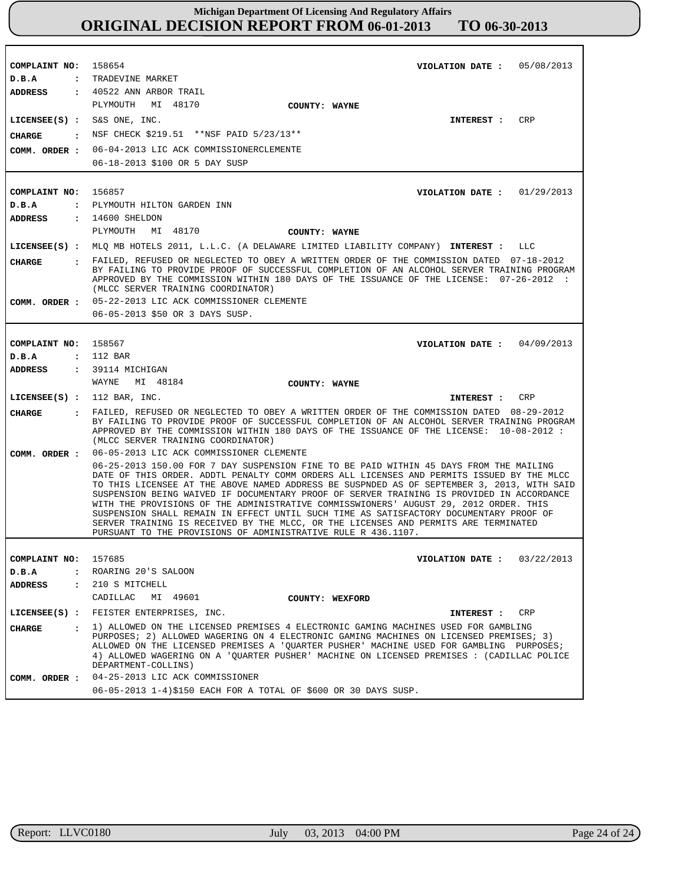**COMPLAINT NO:** 158654
**VIOLATION DATE :** 05/08/2013
**D.B.A :** TRADEVINE MARKET
**ADDRESS :** 40522 ANN ARBOR TRAIL
PLYMOUTH MI 48170
**COUNTY:** WAYNE
**LICENSEE(S) :** S&S ONE, INC.
**INTEREST :** CRP
**CHARGE :** NSF CHECK $219.51 **NSF PAID 5/23/13**
**COMM. ORDER :** 06-04-2013 LIC ACK COMMISSIONERCLEMENTE
06-18-2013 $100 OR 5 DAY SUSP

---

**COMPLAINT NO:** 156857
**VIOLATION DATE :** 01/29/2013
**D.B.A :** PLYMOUTH HILTON GARDEN INN
**ADDRESS :** 14600 SHELDON
PLYMOUTH MI 48170
**COUNTY:** WAYNE
**LICENSEE(S) :** MLQ MB HOTELS 2011, L.L.C. (A DELAWARE LIMITED LIABILITY COMPANY)
**INTEREST :** LLC
**CHARGE :** FAILED, REFUSED OR NEGLECTED TO OBEY A WRITTEN ORDER OF THE COMMISSION DATED 07-18-2012 BY FAILING TO PROVIDE PROOF OF SUCCESSFUL COMPLETION OF AN ALCOHOL SERVER TRAINING PROGRAM APPROVED BY THE COMMISSION WITHIN 180 DAYS OF THE ISSUANCE OF THE LICENSE: 07-26-2012 : (MLCC SERVER TRAINING COORDINATOR)
**COMM. ORDER :** 05-22-2013 LIC ACK COMMISSIONER CLEMENTE
06-05-2013 $50 OR 3 DAYS SUSP.

---

**COMPLAINT NO:** 158567
**VIOLATION DATE :** 04/09/2013
**D.B.A :** 112 BAR
**ADDRESS :** 39114 MICHIGAN
WAYNE MI 48184
**COUNTY:** WAYNE
**LICENSEE(S) :** 112 BAR, INC.
**INTEREST :** CRP
**CHARGE :** FAILED, REFUSED OR NEGLECTED TO OBEY A WRITTEN ORDER OF THE COMMISSION DATED 08-29-2012 BY FAILING TO PROVIDE PROOF OF SUCCESSFUL COMPLETION OF AN ALCOHOL SERVER TRAINING PROGRAM APPROVED BY THE COMMISSION WITHIN 180 DAYS OF THE ISSUANCE OF THE LICENSE: 10-08-2012 : (MLCC SERVER TRAINING COORDINATOR)
**COMM. ORDER :** 06-05-2013 LIC ACK COMMISSIONER CLEMENTE
06-25-2013 150.00 FOR 7 DAY SUSPENSION FINE TO BE PAID WITHIN 45 DAYS FROM THE MAILING DATE OF THIS ORDER. ADDTL PENALTY COMM ORDERS ALL LICENSES AND PERMITS ISSUED BY THE MLCC TO THIS LICENSEE AT THE ABOVE NAMED ADDRESS BE SUSPNDED AS OF SEPTEMBER 3, 2013, WITH SAID SUSPENSION BEING WAIVED IF DOCUMENTARY PROOF OF SERVER TRAINING IS PROVIDED IN ACCORDANCE WITH THE PROVISIONS OF THE ADMINISTRATIVE COMMISSWIONERS' AUGUST 29, 2012 ORDER. THIS SUSPENSION SHALL REMAIN IN EFFECT UNTIL SUCH TIME AS SATISFACTORY DOCUMENTARY PROOF OF SERVER TRAINING IS RECEIVED BY THE MLCC, OR THE LICENSES AND PERMITS ARE TERMINATED PURSUANT TO THE PROVISIONS OF ADMINISTRATIVE RULE R 436.1107.

---

**COMPLAINT NO:** 157685
**VIOLATION DATE :** 03/22/2013
**D.B.A :** ROARING 20'S SALOON
**ADDRESS :** 210 S MITCHELL
CADILLAC MI 49601
**COUNTY:** WEXFORD
**LICENSEE(S) :** FEISTER ENTERPRISES, INC.
**INTEREST :** CRP
**CHARGE :** 1) ALLOWED ON THE LICENSED PREMISES 4 ELECTRONIC GAMING MACHINES USED FOR GAMBLING PURPOSES; 2) ALLOWED WAGERING ON 4 ELECTRONIC GAMING MACHINES ON LICENSED PREMISES; 3) ALLOWED ON THE LICENSED PREMISES A 'QUARTER PUSHER' MACHINE USED FOR GAMBLING PURPOSES; 4) ALLOWED WAGERING ON A 'QUARTER PUSHER' MACHINE ON LICENSED PREMISES : (CADILLAC POLICE DEPARTMENT-COLLINS)
**COMM. ORDER :** 04-25-2013 LIC ACK COMMISSIONER
06-05-2013 1-4)$150 EACH FOR A TOTAL OF $600 OR 30 DAYS SUSP.